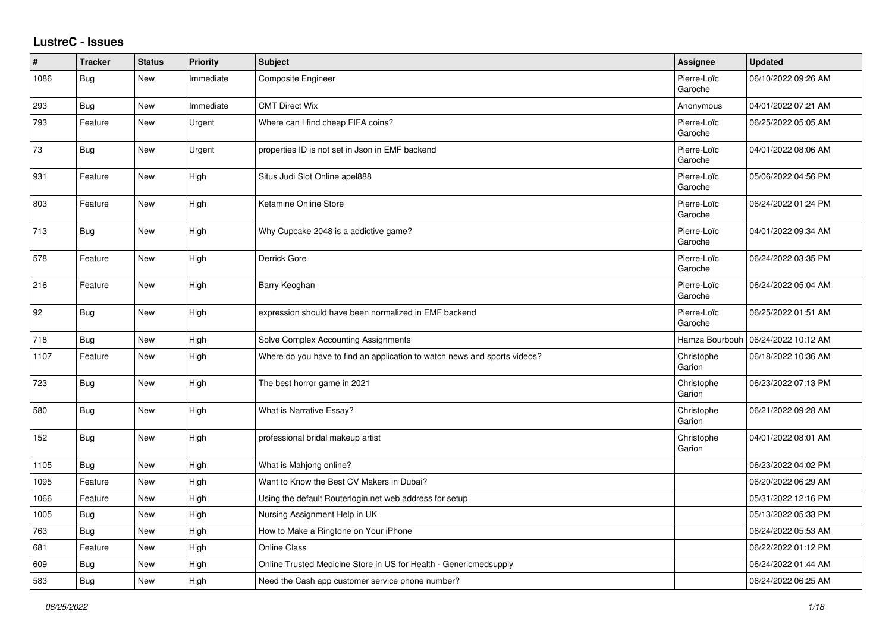# LustreC - Issues

| # | Tracker | Status | Priority | Subject | Assignee | Updated |
|---|---|---|---|---|---|---|
| 1086 | Bug | New | Immediate | Composite Engineer | Pierre-Loïc Garoche | 06/10/2022 09:26 AM |
| 293 | Bug | New | Immediate | CMT Direct Wix | Anonymous | 04/01/2022 07:21 AM |
| 793 | Feature | New | Urgent | Where can I find cheap FIFA coins? | Pierre-Loïc Garoche | 06/25/2022 05:05 AM |
| 73 | Bug | New | Urgent | properties ID is not set in Json in EMF backend | Pierre-Loïc Garoche | 04/01/2022 08:06 AM |
| 931 | Feature | New | High | Situs Judi Slot Online apel888 | Pierre-Loïc Garoche | 05/06/2022 04:56 PM |
| 803 | Feature | New | High | Ketamine Online Store | Pierre-Loïc Garoche | 06/24/2022 01:24 PM |
| 713 | Bug | New | High | Why Cupcake 2048 is a addictive game? | Pierre-Loïc Garoche | 04/01/2022 09:34 AM |
| 578 | Feature | New | High | Derrick Gore | Pierre-Loïc Garoche | 06/24/2022 03:35 PM |
| 216 | Feature | New | High | Barry Keoghan | Pierre-Loïc Garoche | 06/24/2022 05:04 AM |
| 92 | Bug | New | High | expression should have been normalized in EMF backend | Pierre-Loïc Garoche | 06/25/2022 01:51 AM |
| 718 | Bug | New | High | Solve Complex Accounting Assignments | Hamza Bourbouh | 06/24/2022 10:12 AM |
| 1107 | Feature | New | High | Where do you have to find an application to watch news and sports videos? | Christophe Garion | 06/18/2022 10:36 AM |
| 723 | Bug | New | High | The best horror game in 2021 | Christophe Garion | 06/23/2022 07:13 PM |
| 580 | Bug | New | High | What is Narrative Essay? | Christophe Garion | 06/21/2022 09:28 AM |
| 152 | Bug | New | High | professional bridal makeup artist | Christophe Garion | 04/01/2022 08:01 AM |
| 1105 | Bug | New | High | What is Mahjong online? | | 06/23/2022 04:02 PM |
| 1095 | Feature | New | High | Want to Know the Best CV Makers in Dubai? | | 06/20/2022 06:29 AM |
| 1066 | Feature | New | High | Using the default Routerlogin.net web address for setup | | 05/31/2022 12:16 PM |
| 1005 | Bug | New | High | Nursing Assignment Help in UK | | 05/13/2022 05:33 PM |
| 763 | Bug | New | High | How to Make a Ringtone on Your iPhone | | 06/24/2022 05:53 AM |
| 681 | Feature | New | High | Online Class | | 06/22/2022 01:12 PM |
| 609 | Bug | New | High | Online Trusted Medicine Store in US for Health - Genericmedsupply | | 06/24/2022 01:44 AM |
| 583 | Bug | New | High | Need the Cash app customer service phone number? | | 06/24/2022 06:25 AM |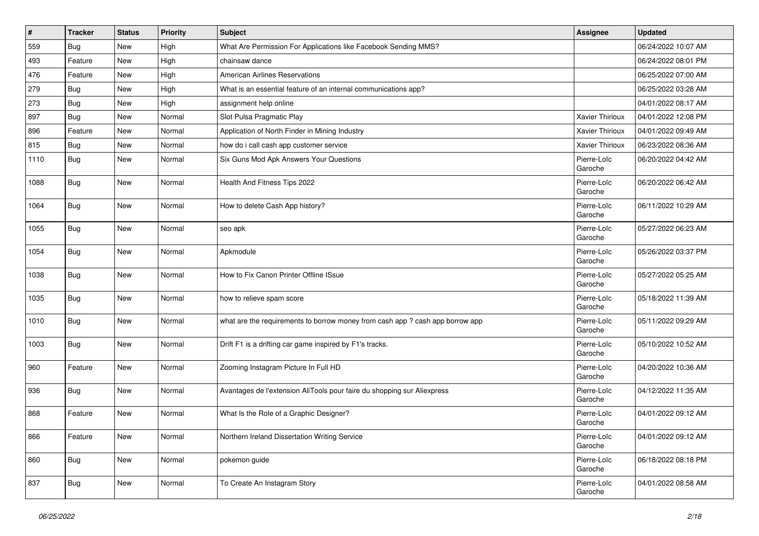| # | Tracker | Status | Priority | Subject | Assignee | Updated |
|---|---|---|---|---|---|---|
| 559 | Bug | New | High | What Are Permission For Applications like Facebook Sending MMS? | | 06/24/2022 10:07 AM |
| 493 | Feature | New | High | chainsaw dance | | 06/24/2022 08:01 PM |
| 476 | Feature | New | High | American Airlines Reservations | | 06/25/2022 07:00 AM |
| 279 | Bug | New | High | What is an essential feature of an internal communications app? | | 06/25/2022 03:28 AM |
| 273 | Bug | New | High | assignment help online | | 04/01/2022 08:17 AM |
| 897 | Bug | New | Normal | Slot Pulsa Pragmatic Play | Xavier Thirioux | 04/01/2022 12:08 PM |
| 896 | Feature | New | Normal | Application of North Finder in Mining Industry | Xavier Thirioux | 04/01/2022 09:49 AM |
| 815 | Bug | New | Normal | how do i call cash app customer service | Xavier Thirioux | 06/23/2022 08:36 AM |
| 1110 | Bug | New | Normal | Six Guns Mod Apk Answers Your Questions | Pierre-Loïc Garoche | 06/20/2022 04:42 AM |
| 1088 | Bug | New | Normal | Health And Fitness Tips 2022 | Pierre-Loïc Garoche | 06/20/2022 06:42 AM |
| 1064 | Bug | New | Normal | How to delete Cash App history? | Pierre-Loïc Garoche | 06/11/2022 10:29 AM |
| 1055 | Bug | New | Normal | seo apk | Pierre-Loïc Garoche | 05/27/2022 06:23 AM |
| 1054 | Bug | New | Normal | Apkmodule | Pierre-Loïc Garoche | 05/26/2022 03:37 PM |
| 1038 | Bug | New | Normal | How to Fix Canon Printer Offline ISsue | Pierre-Loïc Garoche | 05/27/2022 05:25 AM |
| 1035 | Bug | New | Normal | how to relieve spam score | Pierre-Loïc Garoche | 05/18/2022 11:39 AM |
| 1010 | Bug | New | Normal | what are the requirements to borrow money from cash app ? cash app borrow app | Pierre-Loïc Garoche | 05/11/2022 09:29 AM |
| 1003 | Bug | New | Normal | Drift F1 is a drifting car game inspired by F1's tracks. | Pierre-Loïc Garoche | 05/10/2022 10:52 AM |
| 960 | Feature | New | Normal | Zooming Instagram Picture In Full HD | Pierre-Loïc Garoche | 04/20/2022 10:36 AM |
| 936 | Bug | New | Normal | Avantages de l'extension AliTools pour faire du shopping sur Aliexpress | Pierre-Loïc Garoche | 04/12/2022 11:35 AM |
| 868 | Feature | New | Normal | What Is the Role of a Graphic Designer? | Pierre-Loïc Garoche | 04/01/2022 09:12 AM |
| 866 | Feature | New | Normal | Northern Ireland Dissertation Writing Service | Pierre-Loïc Garoche | 04/01/2022 09:12 AM |
| 860 | Bug | New | Normal | pokemon guide | Pierre-Loïc Garoche | 06/18/2022 08:18 PM |
| 837 | Bug | New | Normal | To Create An Instagram Story | Pierre-Loïc Garoche | 04/01/2022 08:58 AM |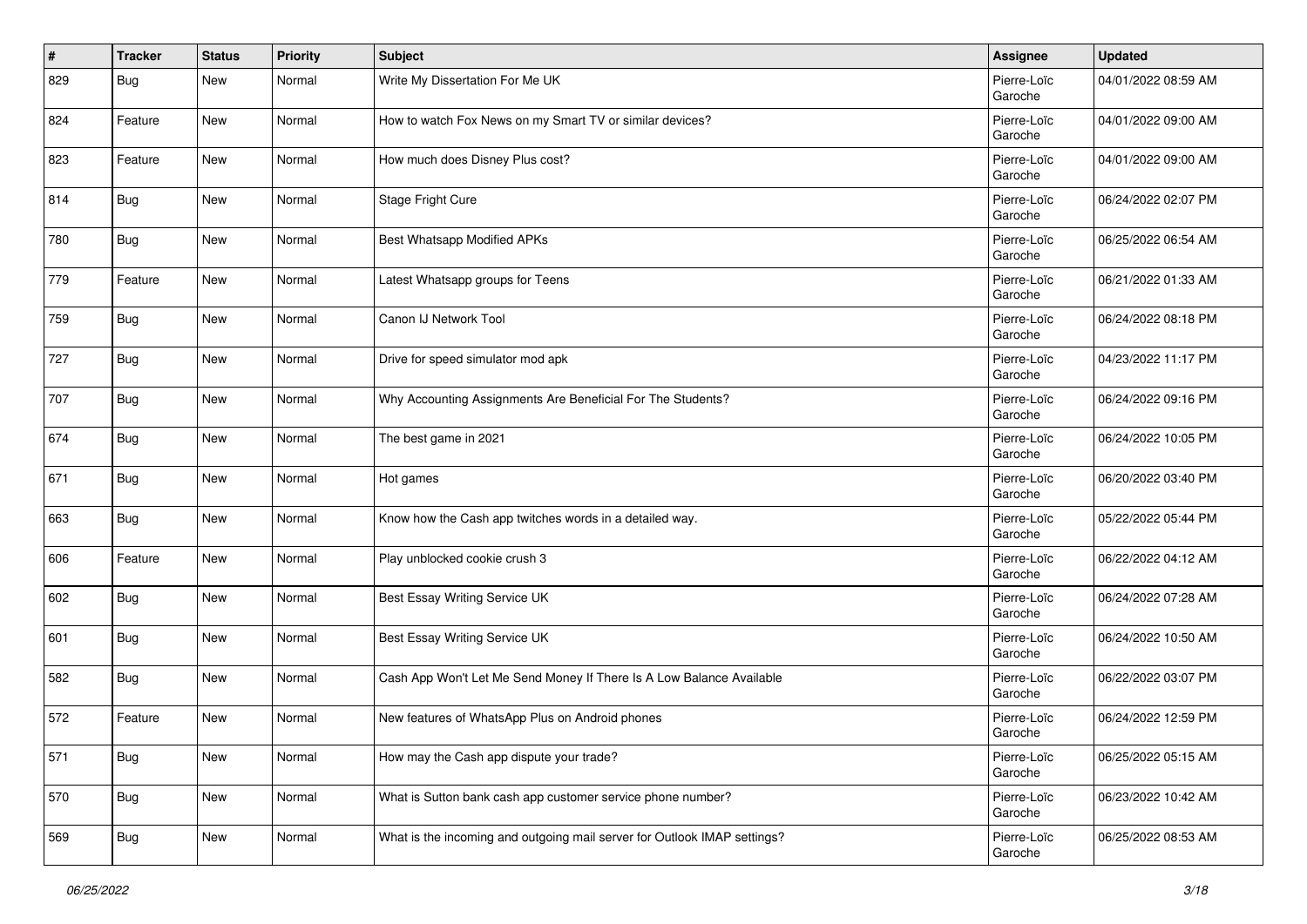| # | Tracker | Status | Priority | Subject | Assignee | Updated |
|---|---|---|---|---|---|---|
| 829 | Bug | New | Normal | Write My Dissertation For Me UK | Pierre-Loïc Garoche | 04/01/2022 08:59 AM |
| 824 | Feature | New | Normal | How to watch Fox News on my Smart TV or similar devices? | Pierre-Loïc Garoche | 04/01/2022 09:00 AM |
| 823 | Feature | New | Normal | How much does Disney Plus cost? | Pierre-Loïc Garoche | 04/01/2022 09:00 AM |
| 814 | Bug | New | Normal | Stage Fright Cure | Pierre-Loïc Garoche | 06/24/2022 02:07 PM |
| 780 | Bug | New | Normal | Best Whatsapp Modified APKs | Pierre-Loïc Garoche | 06/25/2022 06:54 AM |
| 779 | Feature | New | Normal | Latest Whatsapp groups for Teens | Pierre-Loïc Garoche | 06/21/2022 01:33 AM |
| 759 | Bug | New | Normal | Canon IJ Network Tool | Pierre-Loïc Garoche | 06/24/2022 08:18 PM |
| 727 | Bug | New | Normal | Drive for speed simulator mod apk | Pierre-Loïc Garoche | 04/23/2022 11:17 PM |
| 707 | Bug | New | Normal | Why Accounting Assignments Are Beneficial For The Students? | Pierre-Loïc Garoche | 06/24/2022 09:16 PM |
| 674 | Bug | New | Normal | The best game in 2021 | Pierre-Loïc Garoche | 06/24/2022 10:05 PM |
| 671 | Bug | New | Normal | Hot games | Pierre-Loïc Garoche | 06/20/2022 03:40 PM |
| 663 | Bug | New | Normal | Know how the Cash app twitches words in a detailed way. | Pierre-Loïc Garoche | 05/22/2022 05:44 PM |
| 606 | Feature | New | Normal | Play unblocked cookie crush 3 | Pierre-Loïc Garoche | 06/22/2022 04:12 AM |
| 602 | Bug | New | Normal | Best Essay Writing Service UK | Pierre-Loïc Garoche | 06/24/2022 07:28 AM |
| 601 | Bug | New | Normal | Best Essay Writing Service UK | Pierre-Loïc Garoche | 06/24/2022 10:50 AM |
| 582 | Bug | New | Normal | Cash App Won't Let Me Send Money If There Is A Low Balance Available | Pierre-Loïc Garoche | 06/22/2022 03:07 PM |
| 572 | Feature | New | Normal | New features of WhatsApp Plus on Android phones | Pierre-Loïc Garoche | 06/24/2022 12:59 PM |
| 571 | Bug | New | Normal | How may the Cash app dispute your trade? | Pierre-Loïc Garoche | 06/25/2022 05:15 AM |
| 570 | Bug | New | Normal | What is Sutton bank cash app customer service phone number? | Pierre-Loïc Garoche | 06/23/2022 10:42 AM |
| 569 | Bug | New | Normal | What is the incoming and outgoing mail server for Outlook IMAP settings? | Pierre-Loïc Garoche | 06/25/2022 08:53 AM |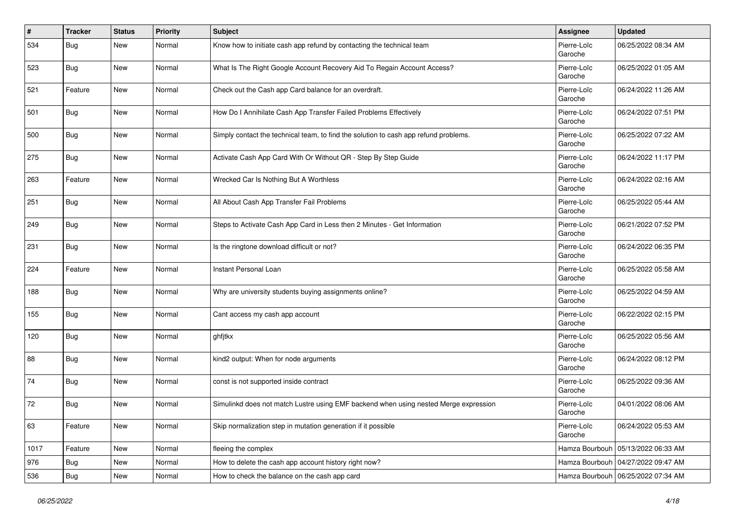| # | Tracker | Status | Priority | Subject | Assignee | Updated |
|---|---|---|---|---|---|---|
| 534 | Bug | New | Normal | Know how to initiate cash app refund by contacting the technical team | Pierre-Loïc Garoche | 06/25/2022 08:34 AM |
| 523 | Bug | New | Normal | What Is The Right Google Account Recovery Aid To Regain Account Access? | Pierre-Loïc Garoche | 06/25/2022 01:05 AM |
| 521 | Feature | New | Normal | Check out the Cash app Card balance for an overdraft. | Pierre-Loïc Garoche | 06/24/2022 11:26 AM |
| 501 | Bug | New | Normal | How Do I Annihilate Cash App Transfer Failed Problems Effectively | Pierre-Loïc Garoche | 06/24/2022 07:51 PM |
| 500 | Bug | New | Normal | Simply contact the technical team, to find the solution to cash app refund problems. | Pierre-Loïc Garoche | 06/25/2022 07:22 AM |
| 275 | Bug | New | Normal | Activate Cash App Card With Or Without QR - Step By Step Guide | Pierre-Loïc Garoche | 06/24/2022 11:17 PM |
| 263 | Feature | New | Normal | Wrecked Car Is Nothing But A Worthless | Pierre-Loïc Garoche | 06/24/2022 02:16 AM |
| 251 | Bug | New | Normal | All About Cash App Transfer Fail Problems | Pierre-Loïc Garoche | 06/25/2022 05:44 AM |
| 249 | Bug | New | Normal | Steps to Activate Cash App Card in Less then 2 Minutes - Get Information | Pierre-Loïc Garoche | 06/21/2022 07:52 PM |
| 231 | Bug | New | Normal | Is the ringtone download difficult or not? | Pierre-Loïc Garoche | 06/24/2022 06:35 PM |
| 224 | Feature | New | Normal | Instant Personal Loan | Pierre-Loïc Garoche | 06/25/2022 05:58 AM |
| 188 | Bug | New | Normal | Why are university students buying assignments online? | Pierre-Loïc Garoche | 06/25/2022 04:59 AM |
| 155 | Bug | New | Normal | Cant access my cash app account | Pierre-Loïc Garoche | 06/22/2022 02:15 PM |
| 120 | Bug | New | Normal | ghfjtkx | Pierre-Loïc Garoche | 06/25/2022 05:56 AM |
| 88 | Bug | New | Normal | kind2 output: When for node arguments | Pierre-Loïc Garoche | 06/24/2022 08:12 PM |
| 74 | Bug | New | Normal | const is not supported inside contract | Pierre-Loïc Garoche | 06/25/2022 09:36 AM |
| 72 | Bug | New | Normal | Simulinkd does not match Lustre using EMF backend when using nested Merge expression | Pierre-Loïc Garoche | 04/01/2022 08:06 AM |
| 63 | Feature | New | Normal | Skip normalization step in mutation generation if it possible | Pierre-Loïc Garoche | 06/24/2022 05:53 AM |
| 1017 | Feature | New | Normal | fleeing the complex | Hamza Bourbouh | 05/13/2022 06:33 AM |
| 976 | Bug | New | Normal | How to delete the cash app account history right now? | Hamza Bourbouh | 04/27/2022 09:47 AM |
| 536 | Bug | New | Normal | How to check the balance on the cash app card | Hamza Bourbouh | 06/25/2022 07:34 AM |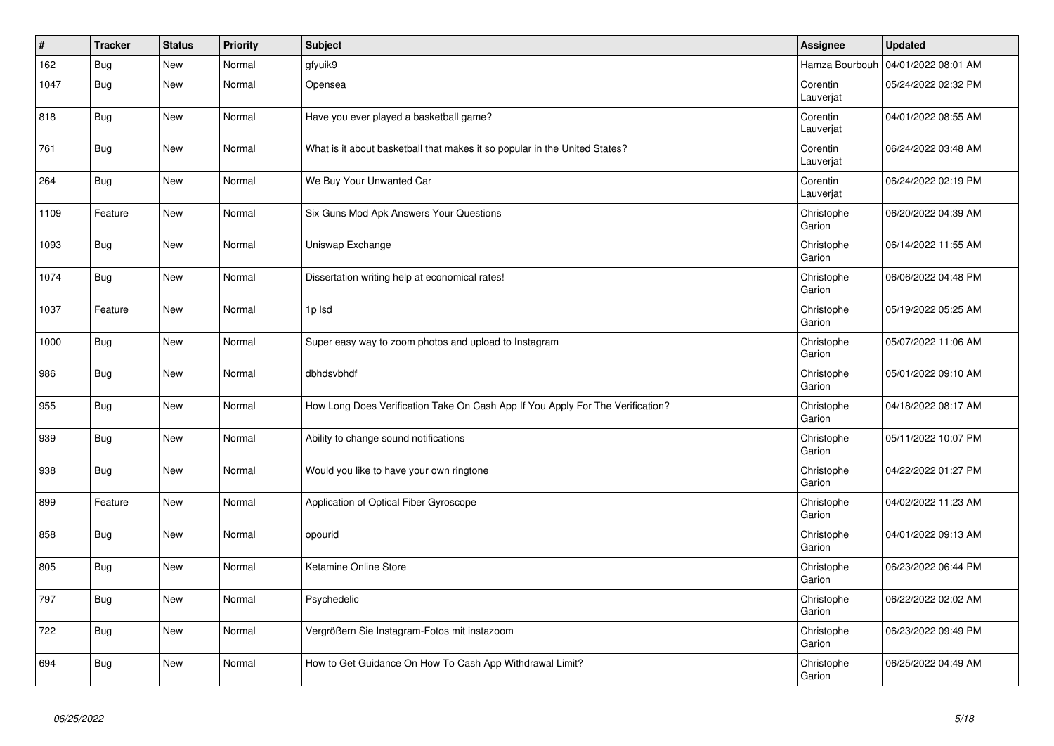| # | Tracker | Status | Priority | Subject | Assignee | Updated |
|---|---|---|---|---|---|---|
| 162 | Bug | New | Normal | gfyuik9 | Hamza Bourbouh | 04/01/2022 08:01 AM |
| 1047 | Bug | New | Normal | Opensea | Corentin Lauverjat | 05/24/2022 02:32 PM |
| 818 | Bug | New | Normal | Have you ever played a basketball game? | Corentin Lauverjat | 04/01/2022 08:55 AM |
| 761 | Bug | New | Normal | What is it about basketball that makes it so popular in the United States? | Corentin Lauverjat | 06/24/2022 03:48 AM |
| 264 | Bug | New | Normal | We Buy Your Unwanted Car | Corentin Lauverjat | 06/24/2022 02:19 PM |
| 1109 | Feature | New | Normal | Six Guns Mod Apk Answers Your Questions | Christophe Garion | 06/20/2022 04:39 AM |
| 1093 | Bug | New | Normal | Uniswap Exchange | Christophe Garion | 06/14/2022 11:55 AM |
| 1074 | Bug | New | Normal | Dissertation writing help at economical rates! | Christophe Garion | 06/06/2022 04:48 PM |
| 1037 | Feature | New | Normal | 1p lsd | Christophe Garion | 05/19/2022 05:25 AM |
| 1000 | Bug | New | Normal | Super easy way to zoom photos and upload to Instagram | Christophe Garion | 05/07/2022 11:06 AM |
| 986 | Bug | New | Normal | dbhdsvbhdf | Christophe Garion | 05/01/2022 09:10 AM |
| 955 | Bug | New | Normal | How Long Does Verification Take On Cash App If You Apply For The Verification? | Christophe Garion | 04/18/2022 08:17 AM |
| 939 | Bug | New | Normal | Ability to change sound notifications | Christophe Garion | 05/11/2022 10:07 PM |
| 938 | Bug | New | Normal | Would you like to have your own ringtone | Christophe Garion | 04/22/2022 01:27 PM |
| 899 | Feature | New | Normal | Application of Optical Fiber Gyroscope | Christophe Garion | 04/02/2022 11:23 AM |
| 858 | Bug | New | Normal | opourid | Christophe Garion | 04/01/2022 09:13 AM |
| 805 | Bug | New | Normal | Ketamine Online Store | Christophe Garion | 06/23/2022 06:44 PM |
| 797 | Bug | New | Normal | Psychedelic | Christophe Garion | 06/22/2022 02:02 AM |
| 722 | Bug | New | Normal | Vergrößern Sie Instagram-Fotos mit instazoom | Christophe Garion | 06/23/2022 09:49 PM |
| 694 | Bug | New | Normal | How to Get Guidance On How To Cash App Withdrawal Limit? | Christophe Garion | 06/25/2022 04:49 AM |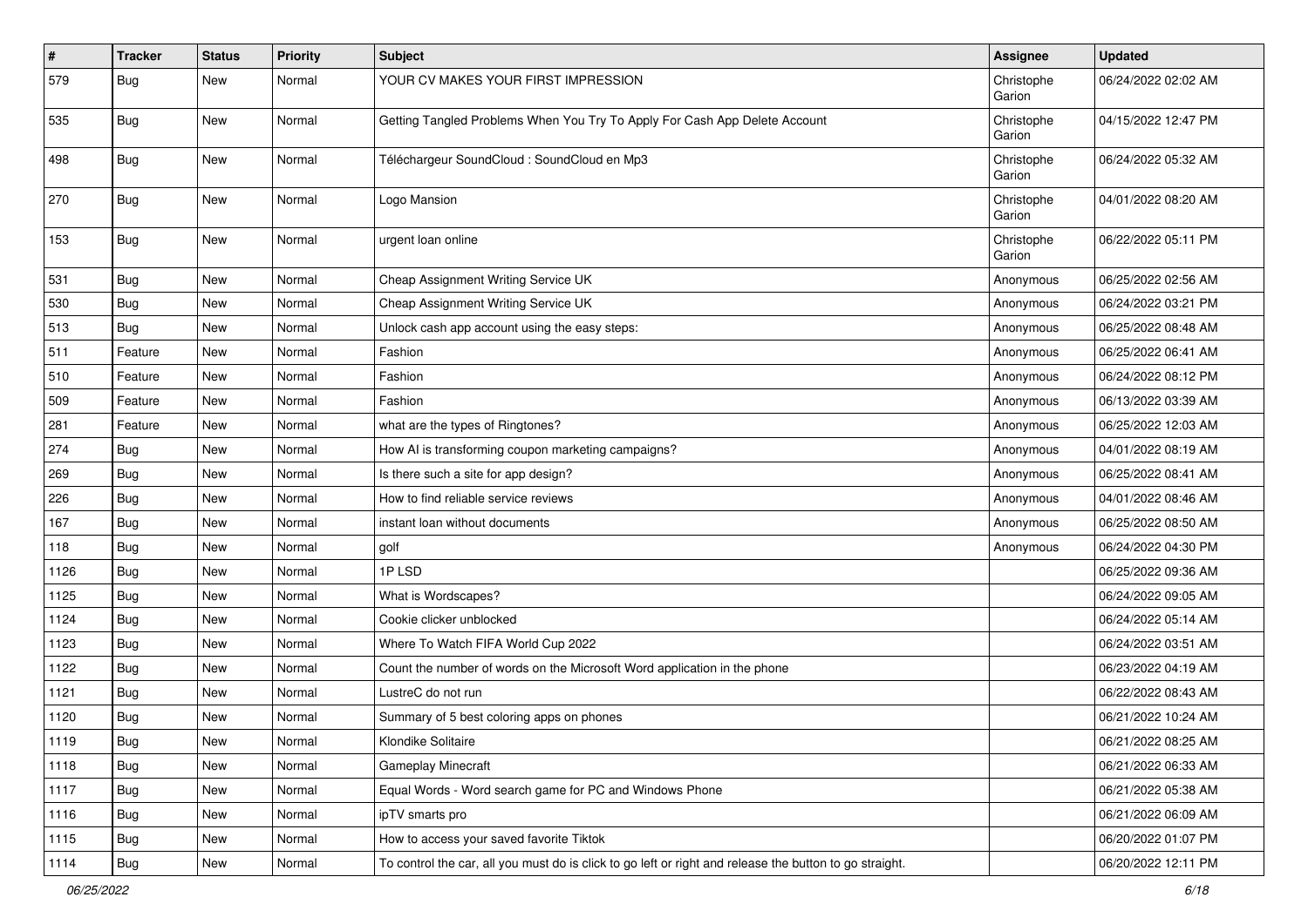| # | Tracker | Status | Priority | Subject | Assignee | Updated |
|---|---|---|---|---|---|---|
| 579 | Bug | New | Normal | YOUR CV MAKES YOUR FIRST IMPRESSION | Christophe Garion | 06/24/2022 02:02 AM |
| 535 | Bug | New | Normal | Getting Tangled Problems When You Try To Apply For Cash App Delete Account | Christophe Garion | 04/15/2022 12:47 PM |
| 498 | Bug | New | Normal | Téléchargeur SoundCloud : SoundCloud en Mp3 | Christophe Garion | 06/24/2022 05:32 AM |
| 270 | Bug | New | Normal | Logo Mansion | Christophe Garion | 04/01/2022 08:20 AM |
| 153 | Bug | New | Normal | urgent loan online | Christophe Garion | 06/22/2022 05:11 PM |
| 531 | Bug | New | Normal | Cheap Assignment Writing Service UK | Anonymous | 06/25/2022 02:56 AM |
| 530 | Bug | New | Normal | Cheap Assignment Writing Service UK | Anonymous | 06/24/2022 03:21 PM |
| 513 | Bug | New | Normal | Unlock cash app account using the easy steps: | Anonymous | 06/25/2022 08:48 AM |
| 511 | Feature | New | Normal | Fashion | Anonymous | 06/25/2022 06:41 AM |
| 510 | Feature | New | Normal | Fashion | Anonymous | 06/24/2022 08:12 PM |
| 509 | Feature | New | Normal | Fashion | Anonymous | 06/13/2022 03:39 AM |
| 281 | Feature | New | Normal | what are the types of Ringtones? | Anonymous | 06/25/2022 12:03 AM |
| 274 | Bug | New | Normal | How AI is transforming coupon marketing campaigns? | Anonymous | 04/01/2022 08:19 AM |
| 269 | Bug | New | Normal | Is there such a site for app design? | Anonymous | 06/25/2022 08:41 AM |
| 226 | Bug | New | Normal | How to find reliable service reviews | Anonymous | 04/01/2022 08:46 AM |
| 167 | Bug | New | Normal | instant loan without documents | Anonymous | 06/25/2022 08:50 AM |
| 118 | Bug | New | Normal | golf | Anonymous | 06/24/2022 04:30 PM |
| 1126 | Bug | New | Normal | 1P LSD | | 06/25/2022 09:36 AM |
| 1125 | Bug | New | Normal | What is Wordscapes? | | 06/24/2022 09:05 AM |
| 1124 | Bug | New | Normal | Cookie clicker unblocked | | 06/24/2022 05:14 AM |
| 1123 | Bug | New | Normal | Where To Watch FIFA World Cup 2022 | | 06/24/2022 03:51 AM |
| 1122 | Bug | New | Normal | Count the number of words on the Microsoft Word application in the phone | | 06/23/2022 04:19 AM |
| 1121 | Bug | New | Normal | LustreC do not run | | 06/22/2022 08:43 AM |
| 1120 | Bug | New | Normal | Summary of 5 best coloring apps on phones | | 06/21/2022 10:24 AM |
| 1119 | Bug | New | Normal | Klondike Solitaire | | 06/21/2022 08:25 AM |
| 1118 | Bug | New | Normal | Gameplay Minecraft | | 06/21/2022 06:33 AM |
| 1117 | Bug | New | Normal | Equal Words - Word search game for PC and Windows Phone | | 06/21/2022 05:38 AM |
| 1116 | Bug | New | Normal | ipTV smarts pro | | 06/21/2022 06:09 AM |
| 1115 | Bug | New | Normal | How to access your saved favorite Tiktok | | 06/20/2022 01:07 PM |
| 1114 | Bug | New | Normal | To control the car, all you must do is click to go left or right and release the button to go straight. | | 06/20/2022 12:11 PM |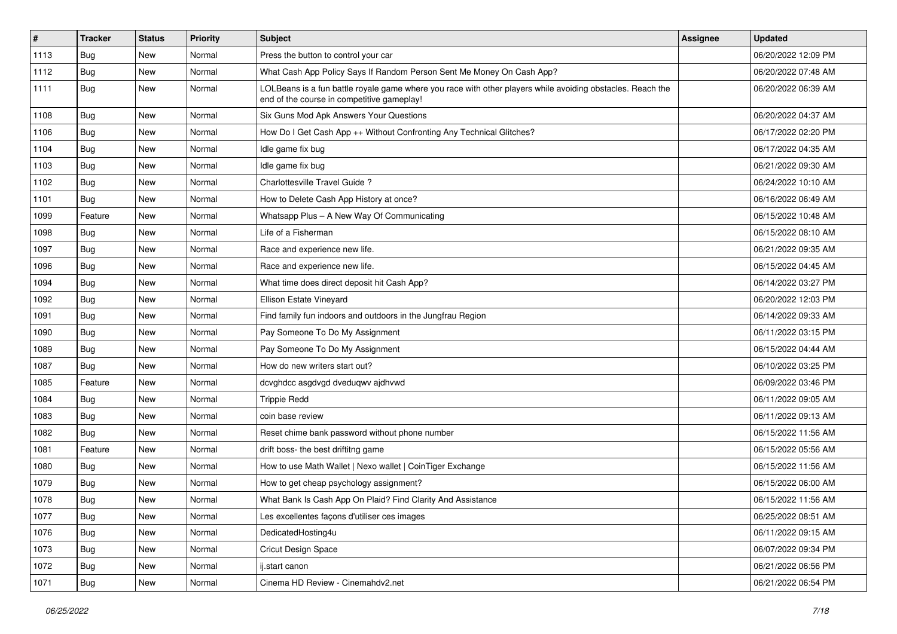| # | Tracker | Status | Priority | Subject | Assignee | Updated |
|---|---|---|---|---|---|---|
| 1113 | Bug | New | Normal | Press the button to control your car | | 06/20/2022 12:09 PM |
| 1112 | Bug | New | Normal | What Cash App Policy Says If Random Person Sent Me Money On Cash App? | | 06/20/2022 07:48 AM |
| 1111 | Bug | New | Normal | LOLBeans is a fun battle royale game where you race with other players while avoiding obstacles. Reach the end of the course in competitive gameplay! | | 06/20/2022 06:39 AM |
| 1108 | Bug | New | Normal | Six Guns Mod Apk Answers Your Questions | | 06/20/2022 04:37 AM |
| 1106 | Bug | New | Normal | How Do I Get Cash App ++ Without Confronting Any Technical Glitches? | | 06/17/2022 02:20 PM |
| 1104 | Bug | New | Normal | Idle game fix bug | | 06/17/2022 04:35 AM |
| 1103 | Bug | New | Normal | Idle game fix bug | | 06/21/2022 09:30 AM |
| 1102 | Bug | New | Normal | Charlottesville Travel Guide ? | | 06/24/2022 10:10 AM |
| 1101 | Bug | New | Normal | How to Delete Cash App History at once? | | 06/16/2022 06:49 AM |
| 1099 | Feature | New | Normal | Whatsapp Plus – A New Way Of Communicating | | 06/15/2022 10:48 AM |
| 1098 | Bug | New | Normal | Life of a Fisherman | | 06/15/2022 08:10 AM |
| 1097 | Bug | New | Normal | Race and experience new life. | | 06/21/2022 09:35 AM |
| 1096 | Bug | New | Normal | Race and experience new life. | | 06/15/2022 04:45 AM |
| 1094 | Bug | New | Normal | What time does direct deposit hit Cash App? | | 06/14/2022 03:27 PM |
| 1092 | Bug | New | Normal | Ellison Estate Vineyard | | 06/20/2022 12:03 PM |
| 1091 | Bug | New | Normal | Find family fun indoors and outdoors in the Jungfrau Region | | 06/14/2022 09:33 AM |
| 1090 | Bug | New | Normal | Pay Someone To Do My Assignment | | 06/11/2022 03:15 PM |
| 1089 | Bug | New | Normal | Pay Someone To Do My Assignment | | 06/15/2022 04:44 AM |
| 1087 | Bug | New | Normal | How do new writers start out? | | 06/10/2022 03:25 PM |
| 1085 | Feature | New | Normal | dcvghdcc asgdvgd dveduqwv ajdhvwd | | 06/09/2022 03:46 PM |
| 1084 | Bug | New | Normal | Trippie Redd | | 06/11/2022 09:05 AM |
| 1083 | Bug | New | Normal | coin base review | | 06/11/2022 09:13 AM |
| 1082 | Bug | New | Normal | Reset chime bank password without phone number | | 06/15/2022 11:56 AM |
| 1081 | Feature | New | Normal | drift boss- the best driftitng game | | 06/15/2022 05:56 AM |
| 1080 | Bug | New | Normal | How to use Math Wallet \| Nexo wallet \| CoinTiger Exchange | | 06/15/2022 11:56 AM |
| 1079 | Bug | New | Normal | How to get cheap psychology assignment? | | 06/15/2022 06:00 AM |
| 1078 | Bug | New | Normal | What Bank Is Cash App On Plaid? Find Clarity And Assistance | | 06/15/2022 11:56 AM |
| 1077 | Bug | New | Normal | Les excellentes façons d'utiliser ces images | | 06/25/2022 08:51 AM |
| 1076 | Bug | New | Normal | DedicatedHosting4u | | 06/11/2022 09:15 AM |
| 1073 | Bug | New | Normal | Cricut Design Space | | 06/07/2022 09:34 PM |
| 1072 | Bug | New | Normal | ij.start canon | | 06/21/2022 06:56 PM |
| 1071 | Bug | New | Normal | Cinema HD Review - Cinemahdv2.net | | 06/21/2022 06:54 PM |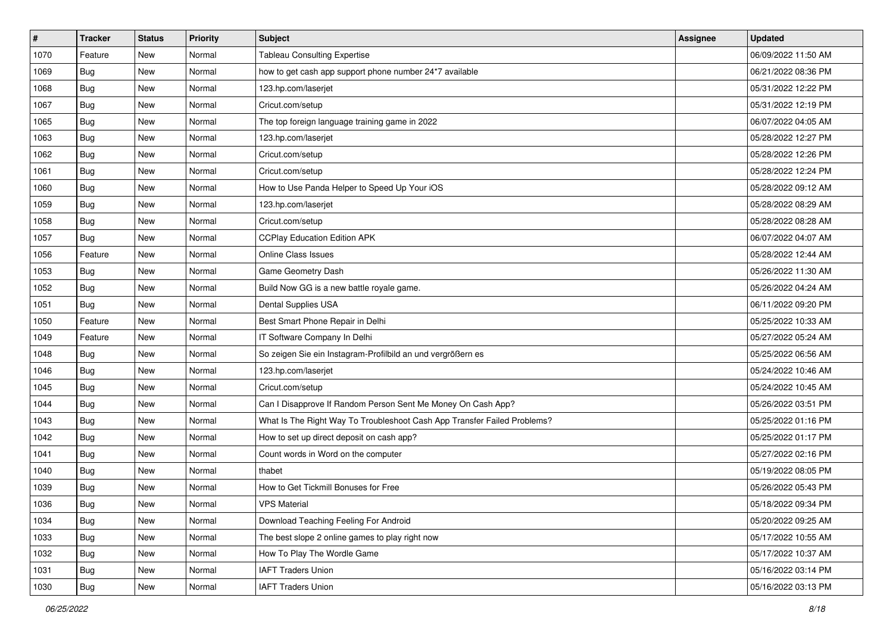| # | Tracker | Status | Priority | Subject | Assignee | Updated |
|---|---|---|---|---|---|---|
| 1070 | Feature | New | Normal | Tableau Consulting Expertise | | 06/09/2022 11:50 AM |
| 1069 | Bug | New | Normal | how to get cash app support phone number 24*7 available | | 06/21/2022 08:36 PM |
| 1068 | Bug | New | Normal | 123.hp.com/laserjet | | 05/31/2022 12:22 PM |
| 1067 | Bug | New | Normal | Cricut.com/setup | | 05/31/2022 12:19 PM |
| 1065 | Bug | New | Normal | The top foreign language training game in 2022 | | 06/07/2022 04:05 AM |
| 1063 | Bug | New | Normal | 123.hp.com/laserjet | | 05/28/2022 12:27 PM |
| 1062 | Bug | New | Normal | Cricut.com/setup | | 05/28/2022 12:26 PM |
| 1061 | Bug | New | Normal | Cricut.com/setup | | 05/28/2022 12:24 PM |
| 1060 | Bug | New | Normal | How to Use Panda Helper to Speed Up Your iOS | | 05/28/2022 09:12 AM |
| 1059 | Bug | New | Normal | 123.hp.com/laserjet | | 05/28/2022 08:29 AM |
| 1058 | Bug | New | Normal | Cricut.com/setup | | 05/28/2022 08:28 AM |
| 1057 | Bug | New | Normal | CCPlay Education Edition APK | | 06/07/2022 04:07 AM |
| 1056 | Feature | New | Normal | Online Class Issues | | 05/28/2022 12:44 AM |
| 1053 | Bug | New | Normal | Game Geometry Dash | | 05/26/2022 11:30 AM |
| 1052 | Bug | New | Normal | Build Now GG is a new battle royale game. | | 05/26/2022 04:24 AM |
| 1051 | Bug | New | Normal | Dental Supplies USA | | 06/11/2022 09:20 PM |
| 1050 | Feature | New | Normal | Best Smart Phone Repair in Delhi | | 05/25/2022 10:33 AM |
| 1049 | Feature | New | Normal | IT Software Company In Delhi | | 05/27/2022 05:24 AM |
| 1048 | Bug | New | Normal | So zeigen Sie ein Instagram-Profilbild an und vergrößern es | | 05/25/2022 06:56 AM |
| 1046 | Bug | New | Normal | 123.hp.com/laserjet | | 05/24/2022 10:46 AM |
| 1045 | Bug | New | Normal | Cricut.com/setup | | 05/24/2022 10:45 AM |
| 1044 | Bug | New | Normal | Can I Disapprove If Random Person Sent Me Money On Cash App? | | 05/26/2022 03:51 PM |
| 1043 | Bug | New | Normal | What Is The Right Way To Troubleshoot Cash App Transfer Failed Problems? | | 05/25/2022 01:16 PM |
| 1042 | Bug | New | Normal | How to set up direct deposit on cash app? | | 05/25/2022 01:17 PM |
| 1041 | Bug | New | Normal | Count words in Word on the computer | | 05/27/2022 02:16 PM |
| 1040 | Bug | New | Normal | thabet | | 05/19/2022 08:05 PM |
| 1039 | Bug | New | Normal | How to Get Tickmill Bonuses for Free | | 05/26/2022 05:43 PM |
| 1036 | Bug | New | Normal | VPS Material | | 05/18/2022 09:34 PM |
| 1034 | Bug | New | Normal | Download Teaching Feeling For Android | | 05/20/2022 09:25 AM |
| 1033 | Bug | New | Normal | The best slope 2 online games to play right now | | 05/17/2022 10:55 AM |
| 1032 | Bug | New | Normal | How To Play The Wordle Game | | 05/17/2022 10:37 AM |
| 1031 | Bug | New | Normal | IAFT Traders Union | | 05/16/2022 03:14 PM |
| 1030 | Bug | New | Normal | IAFT Traders Union | | 05/16/2022 03:13 PM |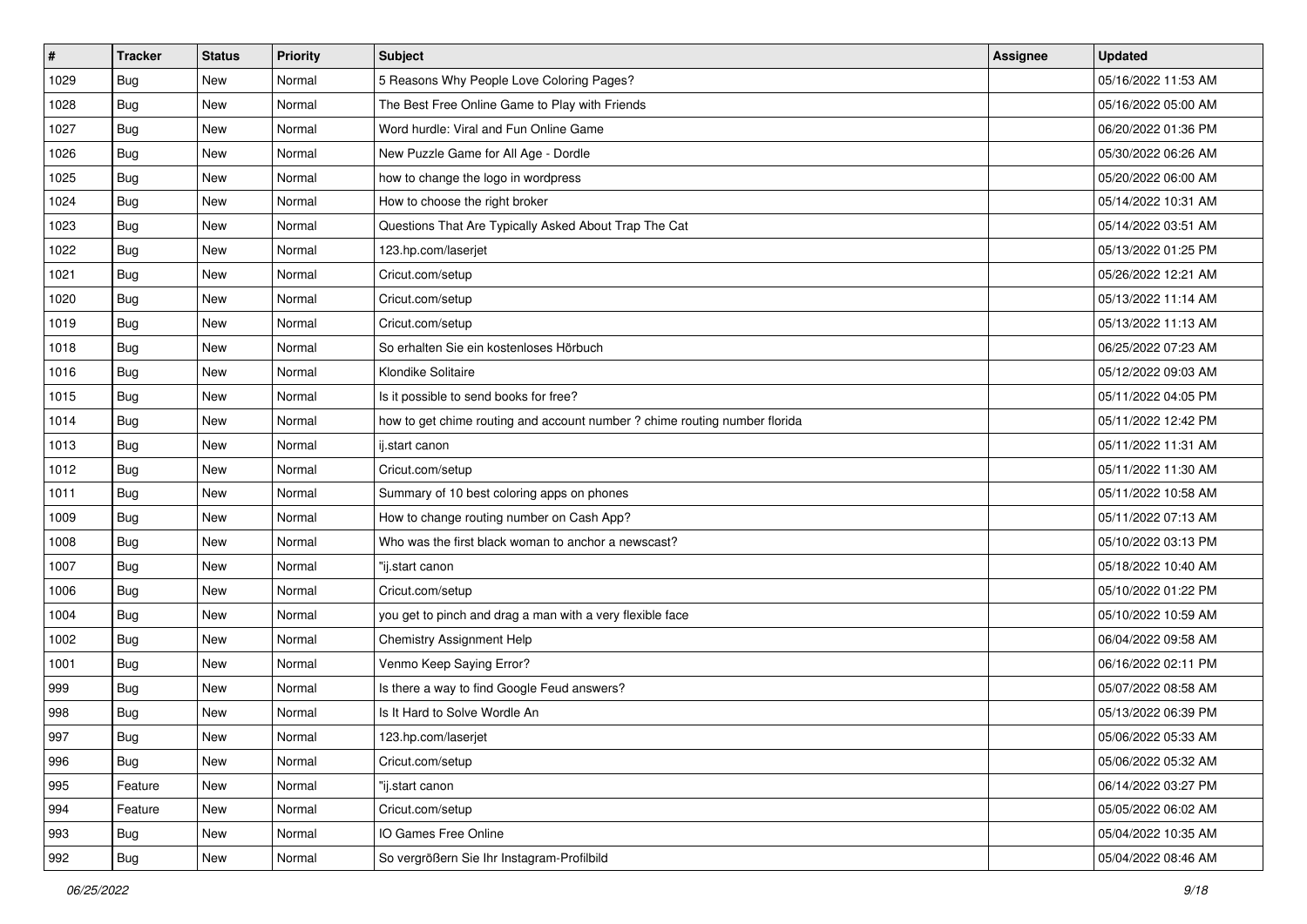| # | Tracker | Status | Priority | Subject | Assignee | Updated |
| --- | --- | --- | --- | --- | --- | --- |
| 1029 | Bug | New | Normal | 5 Reasons Why People Love Coloring Pages? | | 05/16/2022 11:53 AM |
| 1028 | Bug | New | Normal | The Best Free Online Game to Play with Friends | | 05/16/2022 05:00 AM |
| 1027 | Bug | New | Normal | Word hurdle: Viral and Fun Online Game | | 06/20/2022 01:36 PM |
| 1026 | Bug | New | Normal | New Puzzle Game for All Age - Dordle | | 05/30/2022 06:26 AM |
| 1025 | Bug | New | Normal | how to change the logo in wordpress | | 05/20/2022 06:00 AM |
| 1024 | Bug | New | Normal | How to choose the right broker | | 05/14/2022 10:31 AM |
| 1023 | Bug | New | Normal | Questions That Are Typically Asked About Trap The Cat | | 05/14/2022 03:51 AM |
| 1022 | Bug | New | Normal | 123.hp.com/laserjet | | 05/13/2022 01:25 PM |
| 1021 | Bug | New | Normal | Cricut.com/setup | | 05/26/2022 12:21 AM |
| 1020 | Bug | New | Normal | Cricut.com/setup | | 05/13/2022 11:14 AM |
| 1019 | Bug | New | Normal | Cricut.com/setup | | 05/13/2022 11:13 AM |
| 1018 | Bug | New | Normal | So erhalten Sie ein kostenloses Hörbuch | | 06/25/2022 07:23 AM |
| 1016 | Bug | New | Normal | Klondike Solitaire | | 05/12/2022 09:03 AM |
| 1015 | Bug | New | Normal | Is it possible to send books for free? | | 05/11/2022 04:05 PM |
| 1014 | Bug | New | Normal | how to get chime routing and account number ? chime routing number florida | | 05/11/2022 12:42 PM |
| 1013 | Bug | New | Normal | ij.start canon | | 05/11/2022 11:31 AM |
| 1012 | Bug | New | Normal | Cricut.com/setup | | 05/11/2022 11:30 AM |
| 1011 | Bug | New | Normal | Summary of 10 best coloring apps on phones | | 05/11/2022 10:58 AM |
| 1009 | Bug | New | Normal | How to change routing number on Cash App? | | 05/11/2022 07:13 AM |
| 1008 | Bug | New | Normal | Who was the first black woman to anchor a newscast? | | 05/10/2022 03:13 PM |
| 1007 | Bug | New | Normal | "ij.start canon | | 05/18/2022 10:40 AM |
| 1006 | Bug | New | Normal | Cricut.com/setup | | 05/10/2022 01:22 PM |
| 1004 | Bug | New | Normal | you get to pinch and drag a man with a very flexible face | | 05/10/2022 10:59 AM |
| 1002 | Bug | New | Normal | Chemistry Assignment Help | | 06/04/2022 09:58 AM |
| 1001 | Bug | New | Normal | Venmo Keep Saying Error? | | 06/16/2022 02:11 PM |
| 999 | Bug | New | Normal | Is there a way to find Google Feud answers? | | 05/07/2022 08:58 AM |
| 998 | Bug | New | Normal | Is It Hard to Solve Wordle An | | 05/13/2022 06:39 PM |
| 997 | Bug | New | Normal | 123.hp.com/laserjet | | 05/06/2022 05:33 AM |
| 996 | Bug | New | Normal | Cricut.com/setup | | 05/06/2022 05:32 AM |
| 995 | Feature | New | Normal | "ij.start canon | | 06/14/2022 03:27 PM |
| 994 | Feature | New | Normal | Cricut.com/setup | | 05/05/2022 06:02 AM |
| 993 | Bug | New | Normal | IO Games Free Online | | 05/04/2022 10:35 AM |
| 992 | Bug | New | Normal | So vergrößern Sie Ihr Instagram-Profilbild | | 05/04/2022 08:46 AM |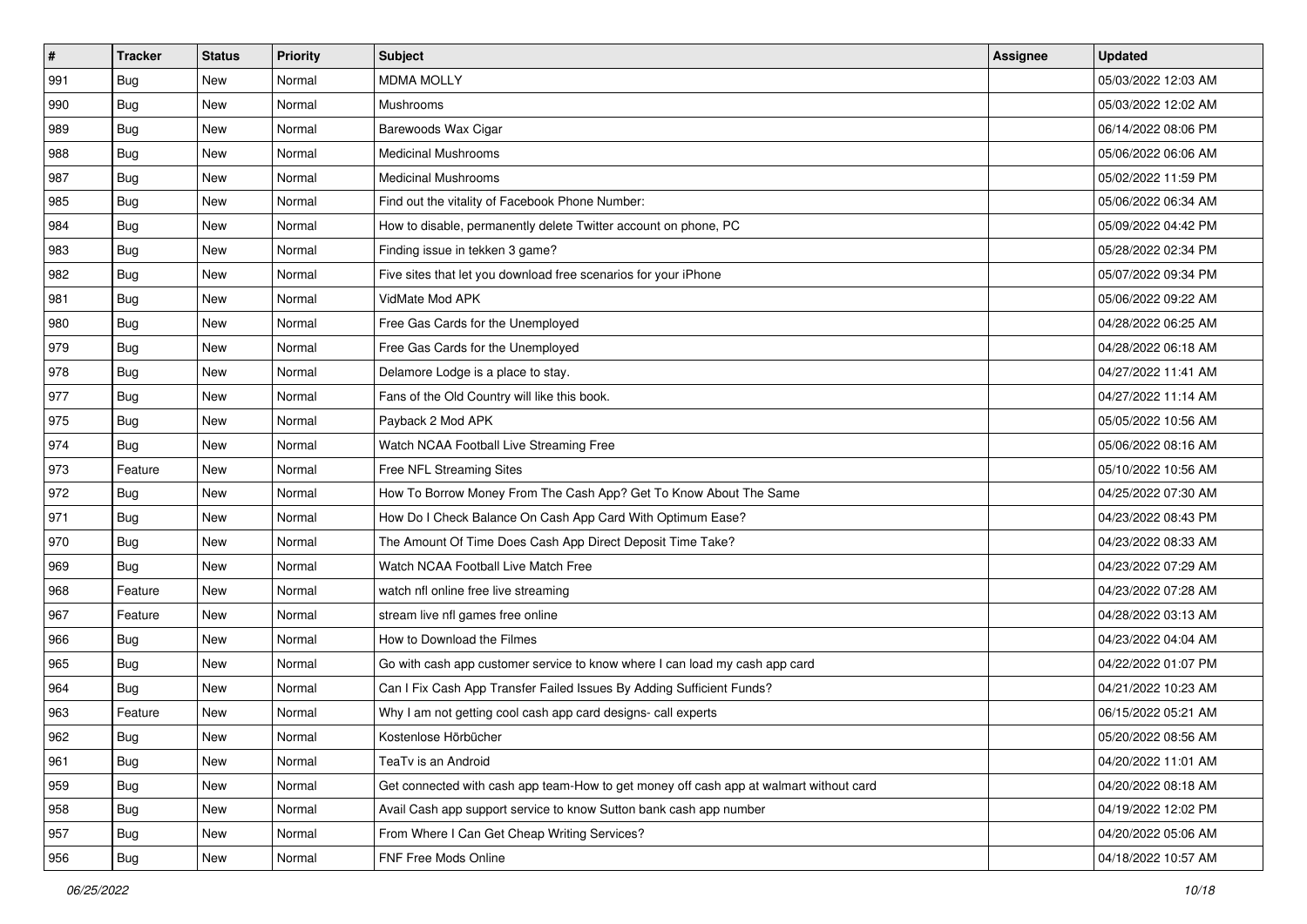| # | Tracker | Status | Priority | Subject | Assignee | Updated |
|---|---|---|---|---|---|---|
| 991 | Bug | New | Normal | MDMA MOLLY | | 05/03/2022 12:03 AM |
| 990 | Bug | New | Normal | Mushrooms | | 05/03/2022 12:02 AM |
| 989 | Bug | New | Normal | Barewoods Wax Cigar | | 06/14/2022 08:06 PM |
| 988 | Bug | New | Normal | Medicinal Mushrooms | | 05/06/2022 06:06 AM |
| 987 | Bug | New | Normal | Medicinal Mushrooms | | 05/02/2022 11:59 PM |
| 985 | Bug | New | Normal | Find out the vitality of Facebook Phone Number: | | 05/06/2022 06:34 AM |
| 984 | Bug | New | Normal | How to disable, permanently delete Twitter account on phone, PC | | 05/09/2022 04:42 PM |
| 983 | Bug | New | Normal | Finding issue in tekken 3 game? | | 05/28/2022 02:34 PM |
| 982 | Bug | New | Normal | Five sites that let you download free scenarios for your iPhone | | 05/07/2022 09:34 PM |
| 981 | Bug | New | Normal | VidMate Mod APK | | 05/06/2022 09:22 AM |
| 980 | Bug | New | Normal | Free Gas Cards for the Unemployed | | 04/28/2022 06:25 AM |
| 979 | Bug | New | Normal | Free Gas Cards for the Unemployed | | 04/28/2022 06:18 AM |
| 978 | Bug | New | Normal | Delamore Lodge is a place to stay. | | 04/27/2022 11:41 AM |
| 977 | Bug | New | Normal | Fans of the Old Country will like this book. | | 04/27/2022 11:14 AM |
| 975 | Bug | New | Normal | Payback 2 Mod APK | | 05/05/2022 10:56 AM |
| 974 | Bug | New | Normal | Watch NCAA Football Live Streaming Free | | 05/06/2022 08:16 AM |
| 973 | Feature | New | Normal | Free NFL Streaming Sites | | 05/10/2022 10:56 AM |
| 972 | Bug | New | Normal | How To Borrow Money From The Cash App? Get To Know About The Same | | 04/25/2022 07:30 AM |
| 971 | Bug | New | Normal | How Do I Check Balance On Cash App Card With Optimum Ease? | | 04/23/2022 08:43 PM |
| 970 | Bug | New | Normal | The Amount Of Time Does Cash App Direct Deposit Time Take? | | 04/23/2022 08:33 AM |
| 969 | Bug | New | Normal | Watch NCAA Football Live Match Free | | 04/23/2022 07:29 AM |
| 968 | Feature | New | Normal | watch nfl online free live streaming | | 04/23/2022 07:28 AM |
| 967 | Feature | New | Normal | stream live nfl games free online | | 04/28/2022 03:13 AM |
| 966 | Bug | New | Normal | How to Download the Filmes | | 04/23/2022 04:04 AM |
| 965 | Bug | New | Normal | Go with cash app customer service to know where I can load my cash app card | | 04/22/2022 01:07 PM |
| 964 | Bug | New | Normal | Can I Fix Cash App Transfer Failed Issues By Adding Sufficient Funds? | | 04/21/2022 10:23 AM |
| 963 | Feature | New | Normal | Why I am not getting cool cash app card designs- call experts | | 06/15/2022 05:21 AM |
| 962 | Bug | New | Normal | Kostenlose Hörbücher | | 05/20/2022 08:56 AM |
| 961 | Bug | New | Normal | TeaTv is an Android | | 04/20/2022 11:01 AM |
| 959 | Bug | New | Normal | Get connected with cash app team-How to get money off cash app at walmart without card | | 04/20/2022 08:18 AM |
| 958 | Bug | New | Normal | Avail Cash app support service to know Sutton bank cash app number | | 04/19/2022 12:02 PM |
| 957 | Bug | New | Normal | From Where I Can Get Cheap Writing Services? | | 04/20/2022 05:06 AM |
| 956 | Bug | New | Normal | FNF Free Mods Online | | 04/18/2022 10:57 AM |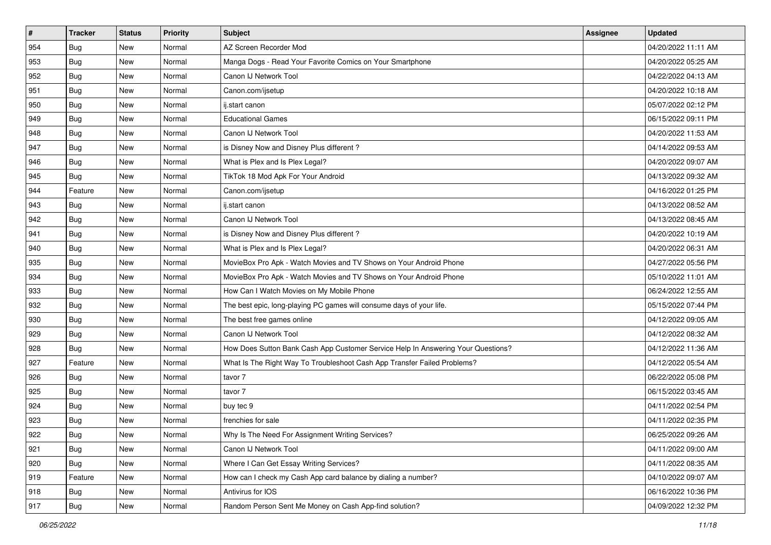| # | Tracker | Status | Priority | Subject | Assignee | Updated |
|---|---|---|---|---|---|---|
| 954 | Bug | New | Normal | AZ Screen Recorder Mod | | 04/20/2022 11:11 AM |
| 953 | Bug | New | Normal | Manga Dogs - Read Your Favorite Comics on Your Smartphone | | 04/20/2022 05:25 AM |
| 952 | Bug | New | Normal | Canon IJ Network Tool | | 04/22/2022 04:13 AM |
| 951 | Bug | New | Normal | Canon.com/ijsetup | | 04/20/2022 10:18 AM |
| 950 | Bug | New | Normal | ij.start canon | | 05/07/2022 02:12 PM |
| 949 | Bug | New | Normal | Educational Games | | 06/15/2022 09:11 PM |
| 948 | Bug | New | Normal | Canon IJ Network Tool | | 04/20/2022 11:53 AM |
| 947 | Bug | New | Normal | is Disney Now and Disney Plus different ? | | 04/14/2022 09:53 AM |
| 946 | Bug | New | Normal | What is Plex and Is Plex Legal? | | 04/20/2022 09:07 AM |
| 945 | Bug | New | Normal | TikTok 18 Mod Apk For Your Android | | 04/13/2022 09:32 AM |
| 944 | Feature | New | Normal | Canon.com/ijsetup | | 04/16/2022 01:25 PM |
| 943 | Bug | New | Normal | ij.start canon | | 04/13/2022 08:52 AM |
| 942 | Bug | New | Normal | Canon IJ Network Tool | | 04/13/2022 08:45 AM |
| 941 | Bug | New | Normal | is Disney Now and Disney Plus different ? | | 04/20/2022 10:19 AM |
| 940 | Bug | New | Normal | What is Plex and Is Plex Legal? | | 04/20/2022 06:31 AM |
| 935 | Bug | New | Normal | MovieBox Pro Apk - Watch Movies and TV Shows on Your Android Phone | | 04/27/2022 05:56 PM |
| 934 | Bug | New | Normal | MovieBox Pro Apk - Watch Movies and TV Shows on Your Android Phone | | 05/10/2022 11:01 AM |
| 933 | Bug | New | Normal | How Can I Watch Movies on My Mobile Phone | | 06/24/2022 12:55 AM |
| 932 | Bug | New | Normal | The best epic, long-playing PC games will consume days of your life. | | 05/15/2022 07:44 PM |
| 930 | Bug | New | Normal | The best free games online | | 04/12/2022 09:05 AM |
| 929 | Bug | New | Normal | Canon IJ Network Tool | | 04/12/2022 08:32 AM |
| 928 | Bug | New | Normal | How Does Sutton Bank Cash App Customer Service Help In Answering Your Questions? | | 04/12/2022 11:36 AM |
| 927 | Feature | New | Normal | What Is The Right Way To Troubleshoot Cash App Transfer Failed Problems? | | 04/12/2022 05:54 AM |
| 926 | Bug | New | Normal | tavor 7 | | 06/22/2022 05:08 PM |
| 925 | Bug | New | Normal | tavor 7 | | 06/15/2022 03:45 AM |
| 924 | Bug | New | Normal | buy tec 9 | | 04/11/2022 02:54 PM |
| 923 | Bug | New | Normal | frenchies for sale | | 04/11/2022 02:35 PM |
| 922 | Bug | New | Normal | Why Is The Need For Assignment Writing Services? | | 06/25/2022 09:26 AM |
| 921 | Bug | New | Normal | Canon IJ Network Tool | | 04/11/2022 09:00 AM |
| 920 | Bug | New | Normal | Where I Can Get Essay Writing Services? | | 04/11/2022 08:35 AM |
| 919 | Feature | New | Normal | How can I check my Cash App card balance by dialing a number? | | 04/10/2022 09:07 AM |
| 918 | Bug | New | Normal | Antivirus for IOS | | 06/16/2022 10:36 PM |
| 917 | Bug | New | Normal | Random Person Sent Me Money on Cash App-find solution? | | 04/09/2022 12:32 PM |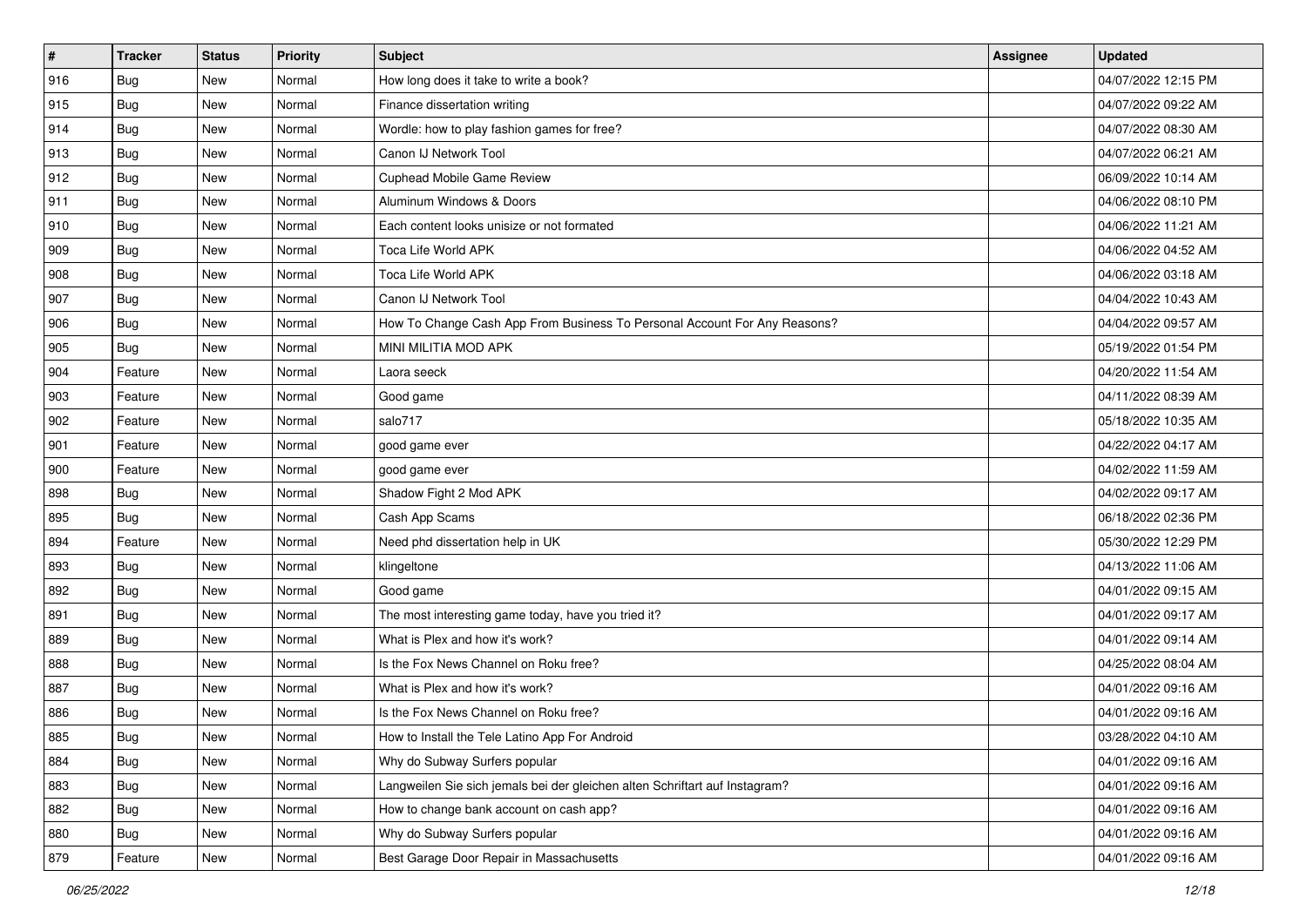| # | Tracker | Status | Priority | Subject | Assignee | Updated |
|---|---|---|---|---|---|---|
| 916 | Bug | New | Normal | How long does it take to write a book? | | 04/07/2022 12:15 PM |
| 915 | Bug | New | Normal | Finance dissertation writing | | 04/07/2022 09:22 AM |
| 914 | Bug | New | Normal | Wordle: how to play fashion games for free? | | 04/07/2022 08:30 AM |
| 913 | Bug | New | Normal | Canon IJ Network Tool | | 04/07/2022 06:21 AM |
| 912 | Bug | New | Normal | Cuphead Mobile Game Review | | 06/09/2022 10:14 AM |
| 911 | Bug | New | Normal | Aluminum Windows & Doors | | 04/06/2022 08:10 PM |
| 910 | Bug | New | Normal | Each content looks unisize or not formated | | 04/06/2022 11:21 AM |
| 909 | Bug | New | Normal | Toca Life World APK | | 04/06/2022 04:52 AM |
| 908 | Bug | New | Normal | Toca Life World APK | | 04/06/2022 03:18 AM |
| 907 | Bug | New | Normal | Canon IJ Network Tool | | 04/04/2022 10:43 AM |
| 906 | Bug | New | Normal | How To Change Cash App From Business To Personal Account For Any Reasons? | | 04/04/2022 09:57 AM |
| 905 | Bug | New | Normal | MINI MILITIA MOD APK | | 05/19/2022 01:54 PM |
| 904 | Feature | New | Normal | Laora seeck | | 04/20/2022 11:54 AM |
| 903 | Feature | New | Normal | Good game | | 04/11/2022 08:39 AM |
| 902 | Feature | New | Normal | salo717 | | 05/18/2022 10:35 AM |
| 901 | Feature | New | Normal | good game ever | | 04/22/2022 04:17 AM |
| 900 | Feature | New | Normal | good game ever | | 04/02/2022 11:59 AM |
| 898 | Bug | New | Normal | Shadow Fight 2 Mod APK | | 04/02/2022 09:17 AM |
| 895 | Bug | New | Normal | Cash App Scams | | 06/18/2022 02:36 PM |
| 894 | Feature | New | Normal | Need phd dissertation help in UK | | 05/30/2022 12:29 PM |
| 893 | Bug | New | Normal | klingeltone | | 04/13/2022 11:06 AM |
| 892 | Bug | New | Normal | Good game | | 04/01/2022 09:15 AM |
| 891 | Bug | New | Normal | The most interesting game today, have you tried it? | | 04/01/2022 09:17 AM |
| 889 | Bug | New | Normal | What is Plex and how it's work? | | 04/01/2022 09:14 AM |
| 888 | Bug | New | Normal | Is the Fox News Channel on Roku free? | | 04/25/2022 08:04 AM |
| 887 | Bug | New | Normal | What is Plex and how it's work? | | 04/01/2022 09:16 AM |
| 886 | Bug | New | Normal | Is the Fox News Channel on Roku free? | | 04/01/2022 09:16 AM |
| 885 | Bug | New | Normal | How to Install the Tele Latino App For Android | | 03/28/2022 04:10 AM |
| 884 | Bug | New | Normal | Why do Subway Surfers popular | | 04/01/2022 09:16 AM |
| 883 | Bug | New | Normal | Langweilen Sie sich jemals bei der gleichen alten Schriftart auf Instagram? | | 04/01/2022 09:16 AM |
| 882 | Bug | New | Normal | How to change bank account on cash app? | | 04/01/2022 09:16 AM |
| 880 | Bug | New | Normal | Why do Subway Surfers popular | | 04/01/2022 09:16 AM |
| 879 | Feature | New | Normal | Best Garage Door Repair in Massachusetts | | 04/01/2022 09:16 AM |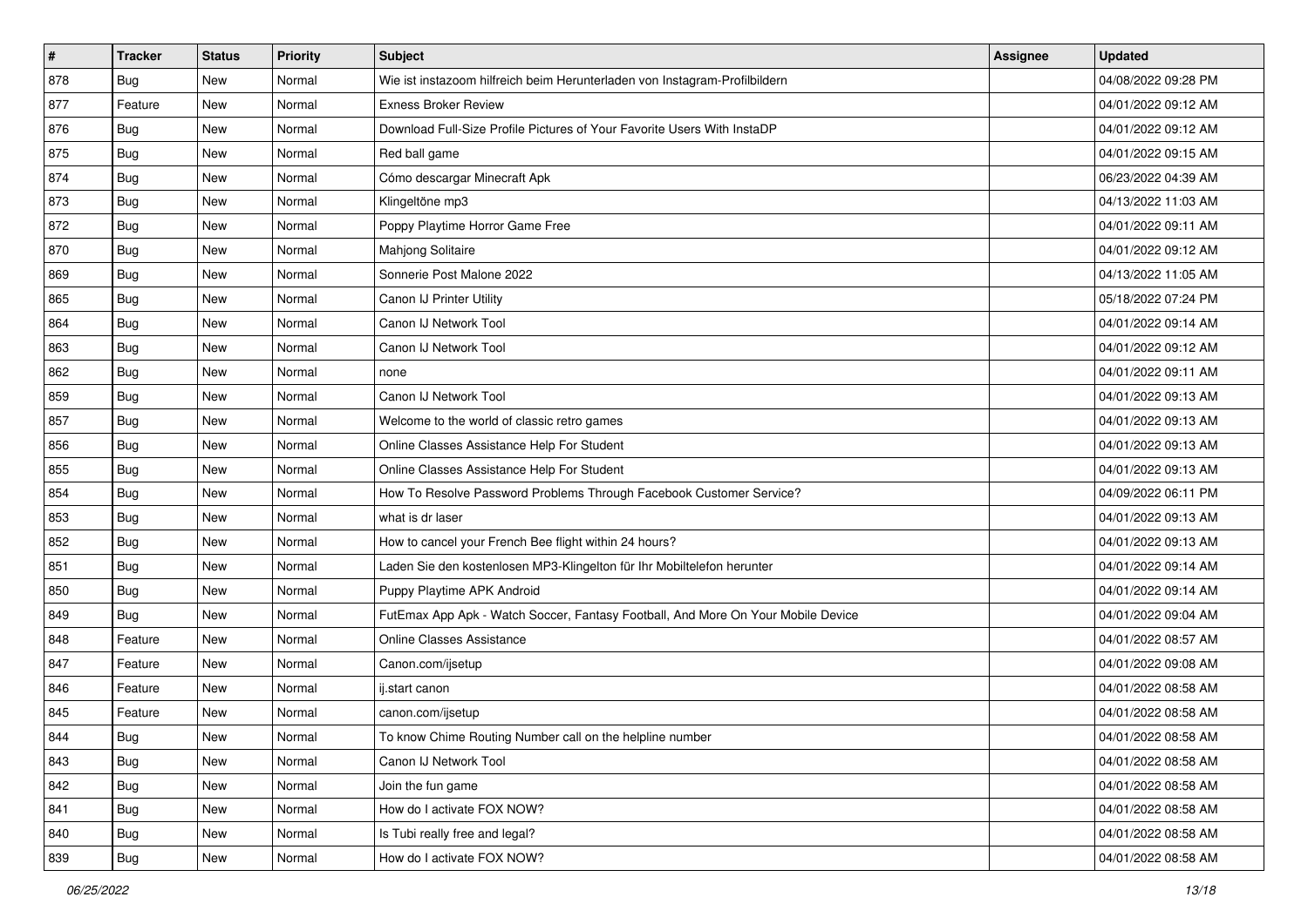| # | Tracker | Status | Priority | Subject | Assignee | Updated |
|---|---|---|---|---|---|---|
| 878 | Bug | New | Normal | Wie ist instazoom hilfreich beim Herunterladen von Instagram-Profilbildern | | 04/08/2022 09:28 PM |
| 877 | Feature | New | Normal | Exness Broker Review | | 04/01/2022 09:12 AM |
| 876 | Bug | New | Normal | Download Full-Size Profile Pictures of Your Favorite Users With InstaDP | | 04/01/2022 09:12 AM |
| 875 | Bug | New | Normal | Red ball game | | 04/01/2022 09:15 AM |
| 874 | Bug | New | Normal | Cómo descargar Minecraft Apk | | 06/23/2022 04:39 AM |
| 873 | Bug | New | Normal | Klingeltöne mp3 | | 04/13/2022 11:03 AM |
| 872 | Bug | New | Normal | Poppy Playtime Horror Game Free | | 04/01/2022 09:11 AM |
| 870 | Bug | New | Normal | Mahjong Solitaire | | 04/01/2022 09:12 AM |
| 869 | Bug | New | Normal | Sonnerie Post Malone 2022 | | 04/13/2022 11:05 AM |
| 865 | Bug | New | Normal | Canon IJ Printer Utility | | 05/18/2022 07:24 PM |
| 864 | Bug | New | Normal | Canon IJ Network Tool | | 04/01/2022 09:14 AM |
| 863 | Bug | New | Normal | Canon IJ Network Tool | | 04/01/2022 09:12 AM |
| 862 | Bug | New | Normal | none | | 04/01/2022 09:11 AM |
| 859 | Bug | New | Normal | Canon IJ Network Tool | | 04/01/2022 09:13 AM |
| 857 | Bug | New | Normal | Welcome to the world of classic retro games | | 04/01/2022 09:13 AM |
| 856 | Bug | New | Normal | Online Classes Assistance Help For Student | | 04/01/2022 09:13 AM |
| 855 | Bug | New | Normal | Online Classes Assistance Help For Student | | 04/01/2022 09:13 AM |
| 854 | Bug | New | Normal | How To Resolve Password Problems Through Facebook Customer Service? | | 04/09/2022 06:11 PM |
| 853 | Bug | New | Normal | what is dr laser | | 04/01/2022 09:13 AM |
| 852 | Bug | New | Normal | How to cancel your French Bee flight within 24 hours? | | 04/01/2022 09:13 AM |
| 851 | Bug | New | Normal | Laden Sie den kostenlosen MP3-Klingelton für Ihr Mobiltelefon herunter | | 04/01/2022 09:14 AM |
| 850 | Bug | New | Normal | Puppy Playtime APK Android | | 04/01/2022 09:14 AM |
| 849 | Bug | New | Normal | FutEmax App Apk - Watch Soccer, Fantasy Football, And More On Your Mobile Device | | 04/01/2022 09:04 AM |
| 848 | Feature | New | Normal | Online Classes Assistance | | 04/01/2022 08:57 AM |
| 847 | Feature | New | Normal | Canon.com/ijsetup | | 04/01/2022 09:08 AM |
| 846 | Feature | New | Normal | ij.start canon | | 04/01/2022 08:58 AM |
| 845 | Feature | New | Normal | canon.com/ijsetup | | 04/01/2022 08:58 AM |
| 844 | Bug | New | Normal | To know Chime Routing Number call on the helpline number | | 04/01/2022 08:58 AM |
| 843 | Bug | New | Normal | Canon IJ Network Tool | | 04/01/2022 08:58 AM |
| 842 | Bug | New | Normal | Join the fun game | | 04/01/2022 08:58 AM |
| 841 | Bug | New | Normal | How do I activate FOX NOW? | | 04/01/2022 08:58 AM |
| 840 | Bug | New | Normal | Is Tubi really free and legal? | | 04/01/2022 08:58 AM |
| 839 | Bug | New | Normal | How do I activate FOX NOW? | | 04/01/2022 08:58 AM |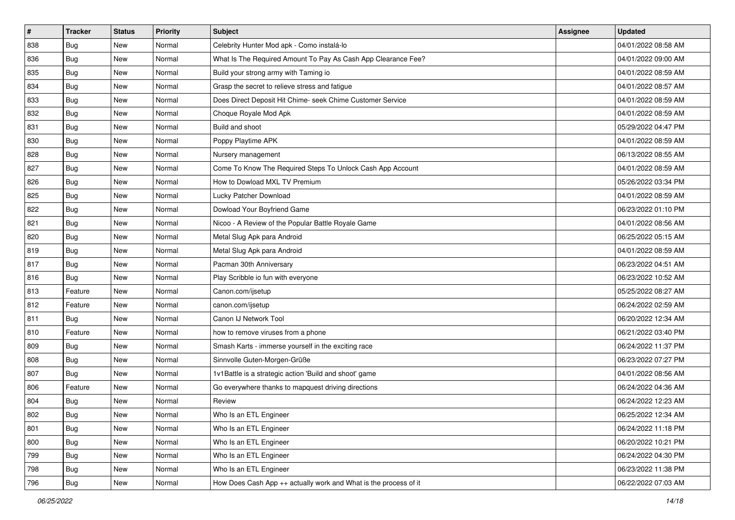| # | Tracker | Status | Priority | Subject | Assignee | Updated |
|---|---|---|---|---|---|---|
| 838 | Bug | New | Normal | Celebrity Hunter Mod apk - Como instalá-lo | | 04/01/2022 08:58 AM |
| 836 | Bug | New | Normal | What Is The Required Amount To Pay As Cash App Clearance Fee? | | 04/01/2022 09:00 AM |
| 835 | Bug | New | Normal | Build your strong army with Taming io | | 04/01/2022 08:59 AM |
| 834 | Bug | New | Normal | Grasp the secret to relieve stress and fatigue | | 04/01/2022 08:57 AM |
| 833 | Bug | New | Normal | Does Direct Deposit Hit Chime- seek Chime Customer Service | | 04/01/2022 08:59 AM |
| 832 | Bug | New | Normal | Choque Royale Mod Apk | | 04/01/2022 08:59 AM |
| 831 | Bug | New | Normal | Build and shoot | | 05/29/2022 04:47 PM |
| 830 | Bug | New | Normal | Poppy Playtime APK | | 04/01/2022 08:59 AM |
| 828 | Bug | New | Normal | Nursery management | | 06/13/2022 08:55 AM |
| 827 | Bug | New | Normal | Come To Know The Required Steps To Unlock Cash App Account | | 04/01/2022 08:59 AM |
| 826 | Bug | New | Normal | How to Dowload MXL TV Premium | | 05/26/2022 03:34 PM |
| 825 | Bug | New | Normal | Lucky Patcher Download | | 04/01/2022 08:59 AM |
| 822 | Bug | New | Normal | Dowload Your Boyfriend Game | | 06/23/2022 01:10 PM |
| 821 | Bug | New | Normal | Nicoo - A Review of the Popular Battle Royale Game | | 04/01/2022 08:56 AM |
| 820 | Bug | New | Normal | Metal Slug Apk para Android | | 06/25/2022 05:15 AM |
| 819 | Bug | New | Normal | Metal Slug Apk para Android | | 04/01/2022 08:59 AM |
| 817 | Bug | New | Normal | Pacman 30th Anniversary | | 06/23/2022 04:51 AM |
| 816 | Bug | New | Normal | Play Scribble io fun with everyone | | 06/23/2022 10:52 AM |
| 813 | Feature | New | Normal | Canon.com/ijsetup | | 05/25/2022 08:27 AM |
| 812 | Feature | New | Normal | canon.com/ijsetup | | 06/24/2022 02:59 AM |
| 811 | Bug | New | Normal | Canon IJ Network Tool | | 06/20/2022 12:34 AM |
| 810 | Feature | New | Normal | how to remove viruses from a phone | | 06/21/2022 03:40 PM |
| 809 | Bug | New | Normal | Smash Karts - immerse yourself in the exciting race | | 06/24/2022 11:37 PM |
| 808 | Bug | New | Normal | Sinnvolle Guten-Morgen-Grüße | | 06/23/2022 07:27 PM |
| 807 | Bug | New | Normal | 1v1Battle is a strategic action 'Build and shoot' game | | 04/01/2022 08:56 AM |
| 806 | Feature | New | Normal | Go everywhere thanks to mapquest driving directions | | 06/24/2022 04:36 AM |
| 804 | Bug | New | Normal | Review | | 06/24/2022 12:23 AM |
| 802 | Bug | New | Normal | Who Is an ETL Engineer | | 06/25/2022 12:34 AM |
| 801 | Bug | New | Normal | Who Is an ETL Engineer | | 06/24/2022 11:18 PM |
| 800 | Bug | New | Normal | Who Is an ETL Engineer | | 06/20/2022 10:21 PM |
| 799 | Bug | New | Normal | Who Is an ETL Engineer | | 06/24/2022 04:30 PM |
| 798 | Bug | New | Normal | Who Is an ETL Engineer | | 06/23/2022 11:38 PM |
| 796 | Bug | New | Normal | How Does Cash App ++ actually work and What is the process of it | | 06/22/2022 07:03 AM |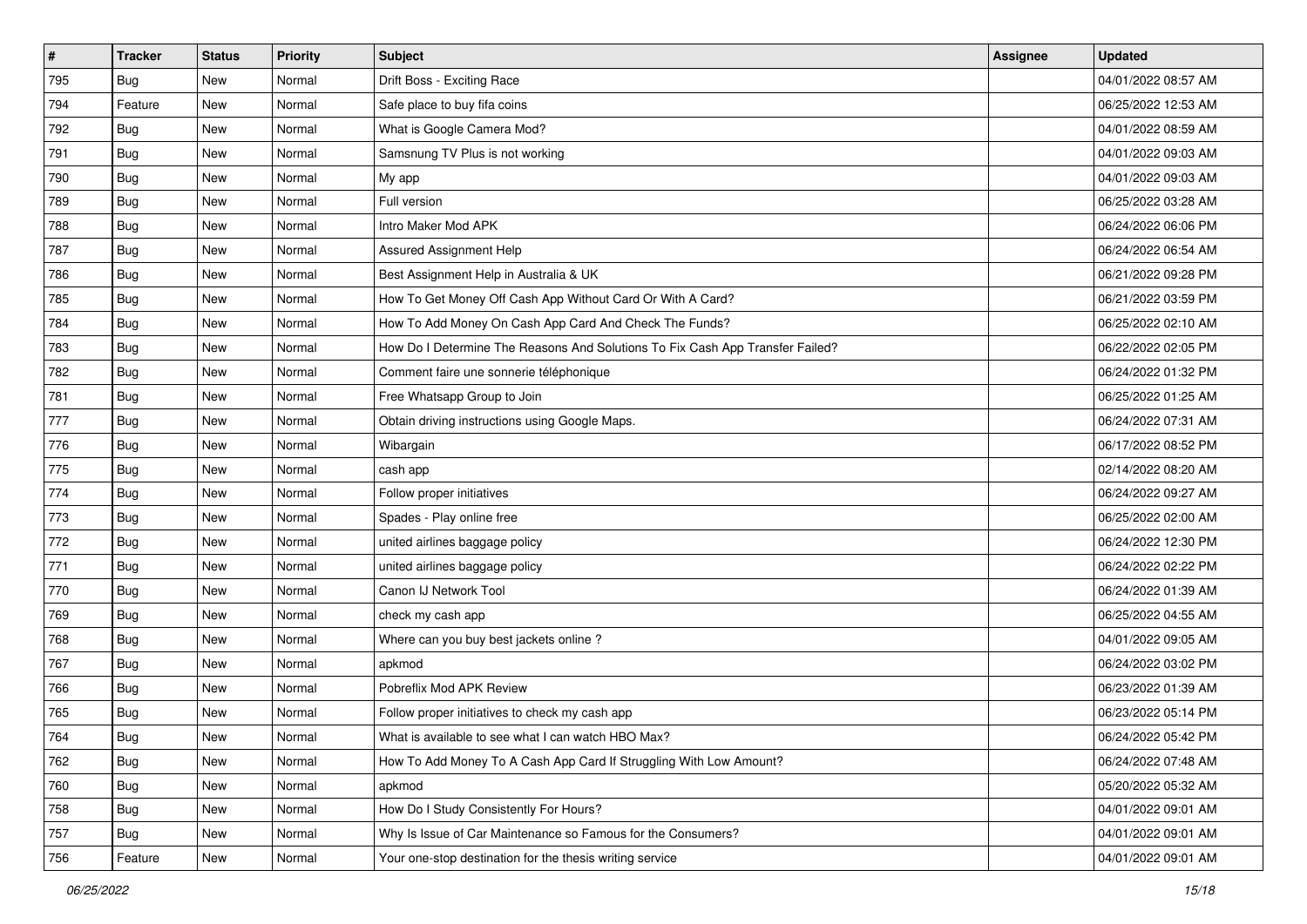| # | Tracker | Status | Priority | Subject | Assignee | Updated |
|---|---|---|---|---|---|---|
| 795 | Bug | New | Normal | Drift Boss - Exciting Race | | 04/01/2022 08:57 AM |
| 794 | Feature | New | Normal | Safe place to buy fifa coins | | 06/25/2022 12:53 AM |
| 792 | Bug | New | Normal | What is Google Camera Mod? | | 04/01/2022 08:59 AM |
| 791 | Bug | New | Normal | Samsnung TV Plus is not working | | 04/01/2022 09:03 AM |
| 790 | Bug | New | Normal | My app | | 04/01/2022 09:03 AM |
| 789 | Bug | New | Normal | Full version | | 06/25/2022 03:28 AM |
| 788 | Bug | New | Normal | Intro Maker Mod APK | | 06/24/2022 06:06 PM |
| 787 | Bug | New | Normal | Assured Assignment Help | | 06/24/2022 06:54 AM |
| 786 | Bug | New | Normal | Best Assignment Help in Australia & UK | | 06/21/2022 09:28 PM |
| 785 | Bug | New | Normal | How To Get Money Off Cash App Without Card Or With A Card? | | 06/21/2022 03:59 PM |
| 784 | Bug | New | Normal | How To Add Money On Cash App Card And Check The Funds? | | 06/25/2022 02:10 AM |
| 783 | Bug | New | Normal | How Do I Determine The Reasons And Solutions To Fix Cash App Transfer Failed? | | 06/22/2022 02:05 PM |
| 782 | Bug | New | Normal | Comment faire une sonnerie téléphonique | | 06/24/2022 01:32 PM |
| 781 | Bug | New | Normal | Free Whatsapp Group to Join | | 06/25/2022 01:25 AM |
| 777 | Bug | New | Normal | Obtain driving instructions using Google Maps. | | 06/24/2022 07:31 AM |
| 776 | Bug | New | Normal | Wibargain | | 06/17/2022 08:52 PM |
| 775 | Bug | New | Normal | cash app | | 02/14/2022 08:20 AM |
| 774 | Bug | New | Normal | Follow proper initiatives | | 06/24/2022 09:27 AM |
| 773 | Bug | New | Normal | Spades - Play online free | | 06/25/2022 02:00 AM |
| 772 | Bug | New | Normal | united airlines baggage policy | | 06/24/2022 12:30 PM |
| 771 | Bug | New | Normal | united airlines baggage policy | | 06/24/2022 02:22 PM |
| 770 | Bug | New | Normal | Canon IJ Network Tool | | 06/24/2022 01:39 AM |
| 769 | Bug | New | Normal | check my cash app | | 06/25/2022 04:55 AM |
| 768 | Bug | New | Normal | Where can you buy best jackets online ? | | 04/01/2022 09:05 AM |
| 767 | Bug | New | Normal | apkmod | | 06/24/2022 03:02 PM |
| 766 | Bug | New | Normal | Pobreflix Mod APK Review | | 06/23/2022 01:39 AM |
| 765 | Bug | New | Normal | Follow proper initiatives to check my cash app | | 06/23/2022 05:14 PM |
| 764 | Bug | New | Normal | What is available to see what I can watch HBO Max? | | 06/24/2022 05:42 PM |
| 762 | Bug | New | Normal | How To Add Money To A Cash App Card If Struggling With Low Amount? | | 06/24/2022 07:48 AM |
| 760 | Bug | New | Normal | apkmod | | 05/20/2022 05:32 AM |
| 758 | Bug | New | Normal | How Do I Study Consistently For Hours? | | 04/01/2022 09:01 AM |
| 757 | Bug | New | Normal | Why Is Issue of Car Maintenance so Famous for the Consumers? | | 04/01/2022 09:01 AM |
| 756 | Feature | New | Normal | Your one-stop destination for the thesis writing service | | 04/01/2022 09:01 AM |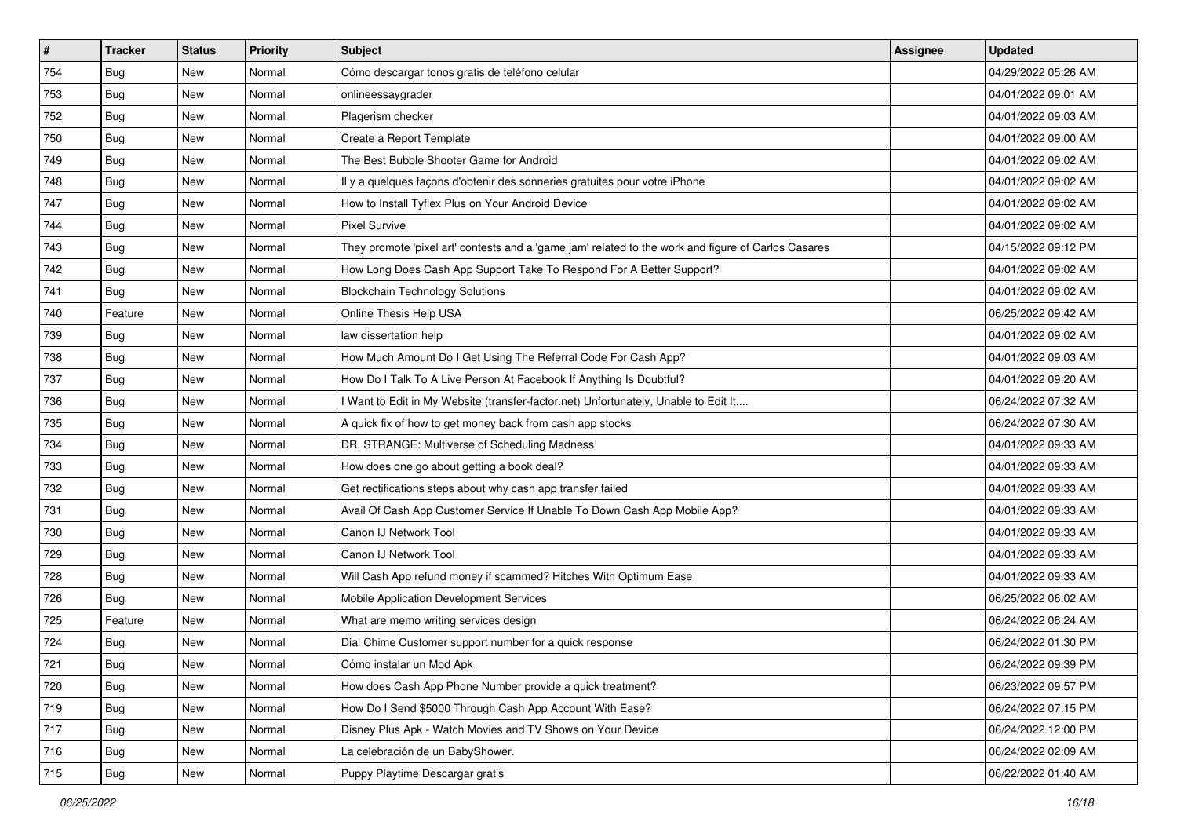| # | Tracker | Status | Priority | Subject | Assignee | Updated |
|---|---|---|---|---|---|---|
| 754 | Bug | New | Normal | Cómo descargar tonos gratis de teléfono celular | | 04/29/2022 05:26 AM |
| 753 | Bug | New | Normal | onlineessaygrader | | 04/01/2022 09:01 AM |
| 752 | Bug | New | Normal | Plagerism checker | | 04/01/2022 09:03 AM |
| 750 | Bug | New | Normal | Create a Report Template | | 04/01/2022 09:00 AM |
| 749 | Bug | New | Normal | The Best Bubble Shooter Game for Android | | 04/01/2022 09:02 AM |
| 748 | Bug | New | Normal | Il y a quelques façons d'obtenir des sonneries gratuites pour votre iPhone | | 04/01/2022 09:02 AM |
| 747 | Bug | New | Normal | How to Install Tyflex Plus on Your Android Device | | 04/01/2022 09:02 AM |
| 744 | Bug | New | Normal | Pixel Survive | | 04/01/2022 09:02 AM |
| 743 | Bug | New | Normal | They promote 'pixel art' contests and a 'game jam' related to the work and figure of Carlos Casares | | 04/15/2022 09:12 PM |
| 742 | Bug | New | Normal | How Long Does Cash App Support Take To Respond For A Better Support? | | 04/01/2022 09:02 AM |
| 741 | Bug | New | Normal | Blockchain Technology Solutions | | 04/01/2022 09:02 AM |
| 740 | Feature | New | Normal | Online Thesis Help USA | | 06/25/2022 09:42 AM |
| 739 | Bug | New | Normal | law dissertation help | | 04/01/2022 09:02 AM |
| 738 | Bug | New | Normal | How Much Amount Do I Get Using The Referral Code For Cash App? | | 04/01/2022 09:03 AM |
| 737 | Bug | New | Normal | How Do I Talk To A Live Person At Facebook If Anything Is Doubtful? | | 04/01/2022 09:20 AM |
| 736 | Bug | New | Normal | I Want to Edit in My Website (transfer-factor.net) Unfortunately, Unable to Edit It.... | | 06/24/2022 07:32 AM |
| 735 | Bug | New | Normal | A quick fix of how to get money back from cash app stocks | | 06/24/2022 07:30 AM |
| 734 | Bug | New | Normal | DR. STRANGE: Multiverse of Scheduling Madness! | | 04/01/2022 09:33 AM |
| 733 | Bug | New | Normal | How does one go about getting a book deal? | | 04/01/2022 09:33 AM |
| 732 | Bug | New | Normal | Get rectifications steps about why cash app transfer failed | | 04/01/2022 09:33 AM |
| 731 | Bug | New | Normal | Avail Of Cash App Customer Service If Unable To Down Cash App Mobile App? | | 04/01/2022 09:33 AM |
| 730 | Bug | New | Normal | Canon IJ Network Tool | | 04/01/2022 09:33 AM |
| 729 | Bug | New | Normal | Canon IJ Network Tool | | 04/01/2022 09:33 AM |
| 728 | Bug | New | Normal | Will Cash App refund money if scammed? Hitches With Optimum Ease | | 04/01/2022 09:33 AM |
| 726 | Bug | New | Normal | Mobile Application Development Services | | 06/25/2022 06:02 AM |
| 725 | Feature | New | Normal | What are memo writing services design | | 06/24/2022 06:24 AM |
| 724 | Bug | New | Normal | Dial Chime Customer support number for a quick response | | 06/24/2022 01:30 PM |
| 721 | Bug | New | Normal | Cómo instalar un Mod Apk | | 06/24/2022 09:39 PM |
| 720 | Bug | New | Normal | How does Cash App Phone Number provide a quick treatment? | | 06/23/2022 09:57 PM |
| 719 | Bug | New | Normal | How Do I Send $5000 Through Cash App Account With Ease? | | 06/24/2022 07:15 PM |
| 717 | Bug | New | Normal | Disney Plus Apk - Watch Movies and TV Shows on Your Device | | 06/24/2022 12:00 PM |
| 716 | Bug | New | Normal | La celebración de un BabyShower. | | 06/24/2022 02:09 AM |
| 715 | Bug | New | Normal | Puppy Playtime Descargar gratis | | 06/22/2022 01:40 AM |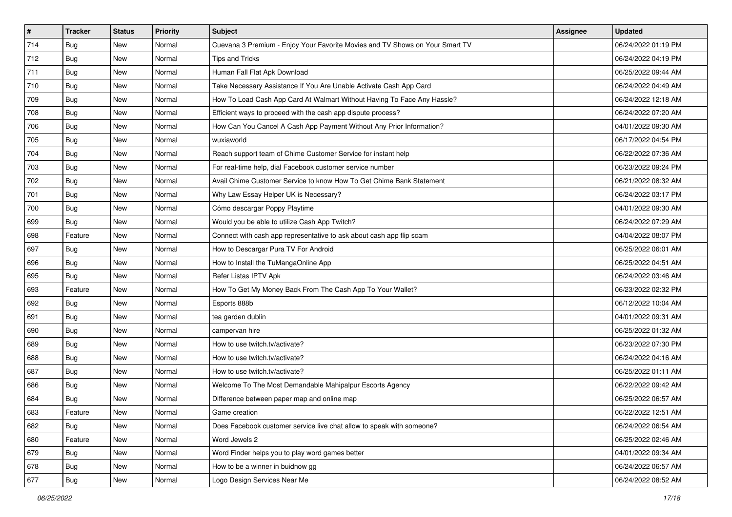| # | Tracker | Status | Priority | Subject | Assignee | Updated |
|---|---|---|---|---|---|---|
| 714 | Bug | New | Normal | Cuevana 3 Premium - Enjoy Your Favorite Movies and TV Shows on Your Smart TV | | 06/24/2022 01:19 PM |
| 712 | Bug | New | Normal | Tips and Tricks | | 06/24/2022 04:19 PM |
| 711 | Bug | New | Normal | Human Fall Flat Apk Download | | 06/25/2022 09:44 AM |
| 710 | Bug | New | Normal | Take Necessary Assistance If You Are Unable Activate Cash App Card | | 06/24/2022 04:49 AM |
| 709 | Bug | New | Normal | How To Load Cash App Card At Walmart Without Having To Face Any Hassle? | | 06/24/2022 12:18 AM |
| 708 | Bug | New | Normal | Efficient ways to proceed with the cash app dispute process? | | 06/24/2022 07:20 AM |
| 706 | Bug | New | Normal | How Can You Cancel A Cash App Payment Without Any Prior Information? | | 04/01/2022 09:30 AM |
| 705 | Bug | New | Normal | wuxiaworld | | 06/17/2022 04:54 PM |
| 704 | Bug | New | Normal | Reach support team of Chime Customer Service for instant help | | 06/22/2022 07:36 AM |
| 703 | Bug | New | Normal | For real-time help, dial Facebook customer service number | | 06/23/2022 09:24 PM |
| 702 | Bug | New | Normal | Avail Chime Customer Service to know How To Get Chime Bank Statement | | 06/21/2022 08:32 AM |
| 701 | Bug | New | Normal | Why Law Essay Helper UK is Necessary? | | 06/24/2022 03:17 PM |
| 700 | Bug | New | Normal | Cómo descargar Poppy Playtime | | 04/01/2022 09:30 AM |
| 699 | Bug | New | Normal | Would you be able to utilize Cash App Twitch? | | 06/24/2022 07:29 AM |
| 698 | Feature | New | Normal | Connect with cash app representative to ask about cash app flip scam | | 04/04/2022 08:07 PM |
| 697 | Bug | New | Normal | How to Descargar Pura TV For Android | | 06/25/2022 06:01 AM |
| 696 | Bug | New | Normal | How to Install the TuMangaOnline App | | 06/25/2022 04:51 AM |
| 695 | Bug | New | Normal | Refer Listas IPTV Apk | | 06/24/2022 03:46 AM |
| 693 | Feature | New | Normal | How To Get My Money Back From The Cash App To Your Wallet? | | 06/23/2022 02:32 PM |
| 692 | Bug | New | Normal | Esports 888b | | 06/12/2022 10:04 AM |
| 691 | Bug | New | Normal | tea garden dublin | | 04/01/2022 09:31 AM |
| 690 | Bug | New | Normal | campervan hire | | 06/25/2022 01:32 AM |
| 689 | Bug | New | Normal | How to use twitch.tv/activate? | | 06/23/2022 07:30 PM |
| 688 | Bug | New | Normal | How to use twitch.tv/activate? | | 06/24/2022 04:16 AM |
| 687 | Bug | New | Normal | How to use twitch.tv/activate? | | 06/25/2022 01:11 AM |
| 686 | Bug | New | Normal | Welcome To The Most Demandable Mahipalpur Escorts Agency | | 06/22/2022 09:42 AM |
| 684 | Bug | New | Normal | Difference between paper map and online map | | 06/25/2022 06:57 AM |
| 683 | Feature | New | Normal | Game creation | | 06/22/2022 12:51 AM |
| 682 | Bug | New | Normal | Does Facebook customer service live chat allow to speak with someone? | | 06/24/2022 06:54 AM |
| 680 | Feature | New | Normal | Word Jewels 2 | | 06/25/2022 02:46 AM |
| 679 | Bug | New | Normal | Word Finder helps you to play word games better | | 04/01/2022 09:34 AM |
| 678 | Bug | New | Normal | How to be a winner in buidnow gg | | 06/24/2022 06:57 AM |
| 677 | Bug | New | Normal | Logo Design Services Near Me | | 06/24/2022 08:52 AM |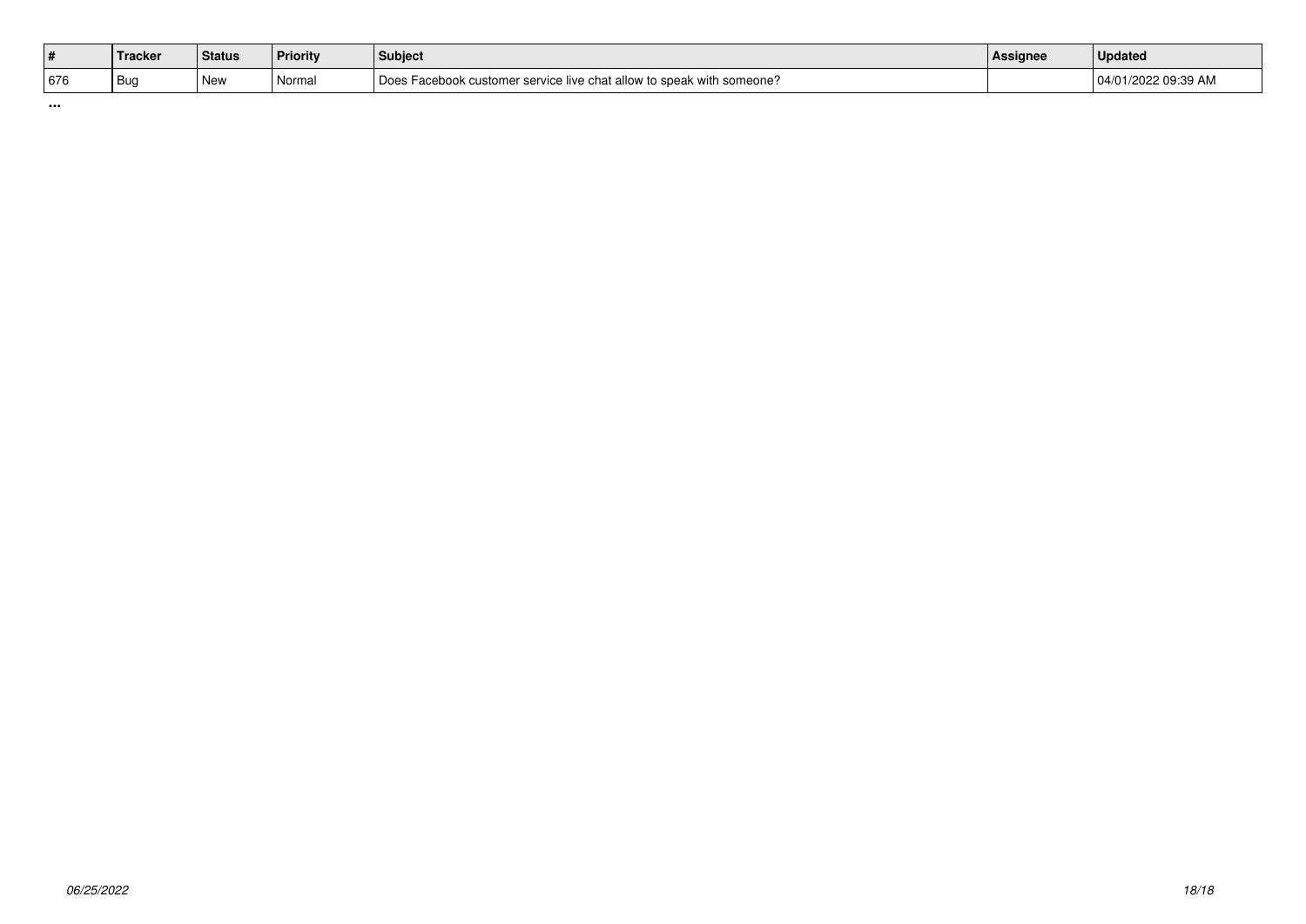| # | Tracker | Status | Priority | Subject | Assignee | Updated |
|---|---|---|---|---|---|---|
| 676 | Bug | New | Normal | Does Facebook customer service live chat allow to speak with someone? | | 04/01/2022 09:39 AM |

...